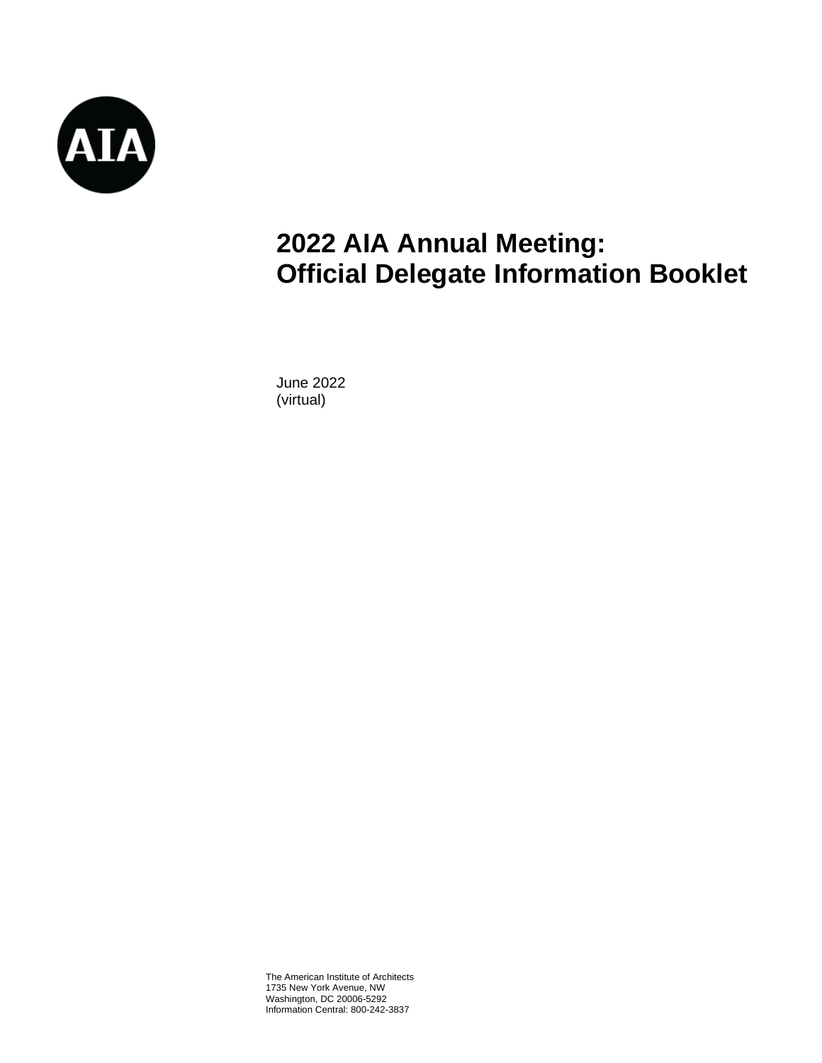AIA

# 2022 AIA Annual Meeting: Official Delegate Information Booklet

June 2022
(virtual)

The American Institute of Architects
1735 New York Avenue, NW
Washington, DC 20006-5292
Information Central: 800-242-3837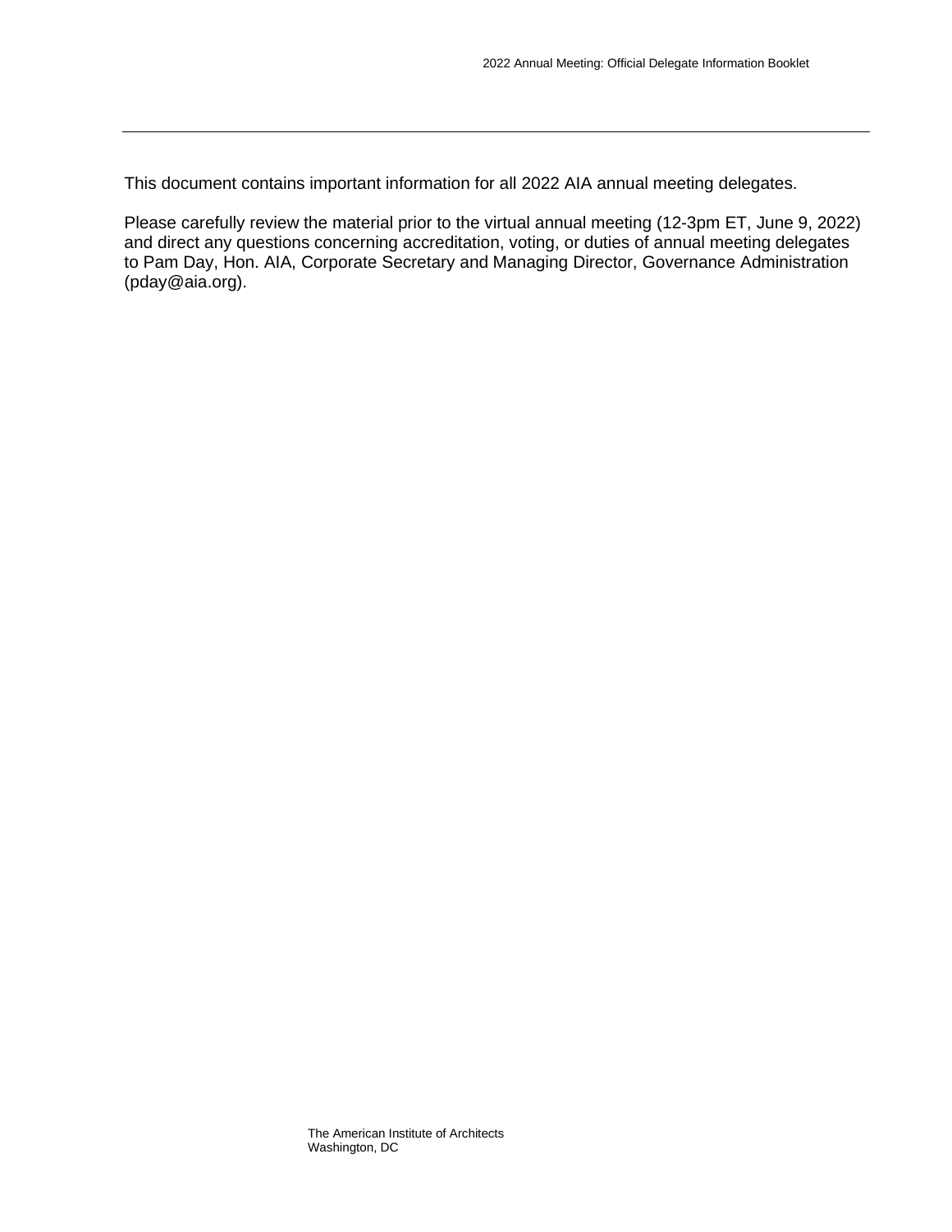This document contains important information for all 2022 AIA annual meeting delegates.

Please carefully review the material prior to the virtual annual meeting (12-3pm ET, June 9, 2022) and direct any questions concerning accreditation, voting, or duties of annual meeting delegates to Pam Day, Hon. AIA, Corporate Secretary and Managing Director, Governance Administration (pday@aia.org).

The American Institute of Architects
Washington, DC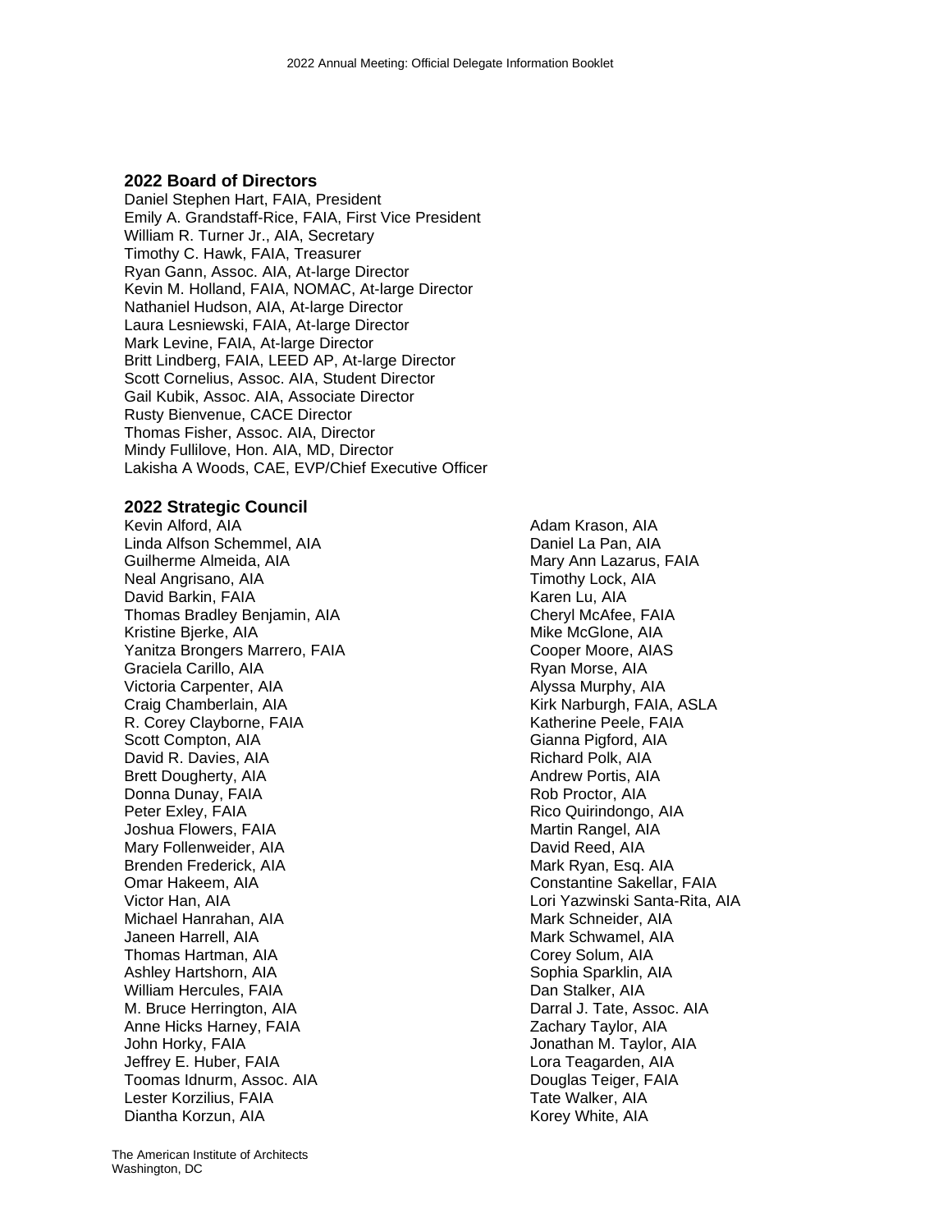## 2022 Board of Directors

Daniel Stephen Hart, FAIA, President
Emily A. Grandstaff-Rice, FAIA, First Vice President
William R. Turner Jr., AIA, Secretary
Timothy C. Hawk, FAIA, Treasurer
Ryan Gann, Assoc. AIA, At-large Director
Kevin M. Holland, FAIA, NOMAC, At-large Director
Nathaniel Hudson, AIA, At-large Director
Laura Lesniewski, FAIA, At-large Director
Mark Levine, FAIA, At-large Director
Britt Lindberg, FAIA, LEED AP, At-large Director
Scott Cornelius, Assoc. AIA, Student Director
Gail Kubik, Assoc. AIA, Associate Director
Rusty Bienvenue, CACE Director
Thomas Fisher, Assoc. AIA, Director
Mindy Fullilove, Hon. AIA, MD, Director
Lakisha A Woods, CAE, EVP/Chief Executive Officer

## 2022 Strategic Council

Kevin Alford, AIA
Linda Alfson Schemmel, AIA
Guilherme Almeida, AIA
Neal Angrisano, AIA
David Barkin, FAIA
Thomas Bradley Benjamin, AIA
Kristine Bjerke, AIA
Yanitza Brongers Marrero, FAIA
Graciela Carillo, AIA
Victoria Carpenter, AIA
Craig Chamberlain, AIA
R. Corey Clayborne, FAIA
Scott Compton, AIA
David R. Davies, AIA
Brett Dougherty, AIA
Donna Dunay, FAIA
Peter Exley, FAIA
Joshua Flowers, FAIA
Mary Follenweider, AIA
Brenden Frederick, AIA
Omar Hakeem, AIA
Victor Han, AIA
Michael Hanrahan, AIA
Janeen Harrell, AIA
Thomas Hartman, AIA
Ashley Hartshorn, AIA
William Hercules, FAIA
M. Bruce Herrington, AIA
Anne Hicks Harney, FAIA
John Horky, FAIA
Jeffrey E. Huber, FAIA
Toomas Idnurm, Assoc. AIA
Lester Korzilius, FAIA
Diantha Korzun, AIA
Adam Krason, AIA
Daniel La Pan, AIA
Mary Ann Lazarus, FAIA
Timothy Lock, AIA
Karen Lu, AIA
Cheryl McAfee, FAIA
Mike McGlone, AIA
Cooper Moore, AIAS
Ryan Morse, AIA
Alyssa Murphy, AIA
Kirk Narburgh, FAIA, ASLA
Katherine Peele, FAIA
Gianna Pigford, AIA
Richard Polk, AIA
Andrew Portis, AIA
Rob Proctor, AIA
Rico Quirindongo, AIA
Martin Rangel, AIA
David Reed, AIA
Mark Ryan, Esq. AIA
Constantine Sakellar, FAIA
Lori Yazwinski Santa-Rita, AIA
Mark Schneider, AIA
Mark Schwamel, AIA
Corey Solum, AIA
Sophia Sparklin, AIA
Dan Stalker, AIA
Darral J. Tate, Assoc. AIA
Zachary Taylor, AIA
Jonathan M. Taylor, AIA
Lora Teagarden, AIA
Douglas Teiger, FAIA
Tate Walker, AIA
Korey White, AIA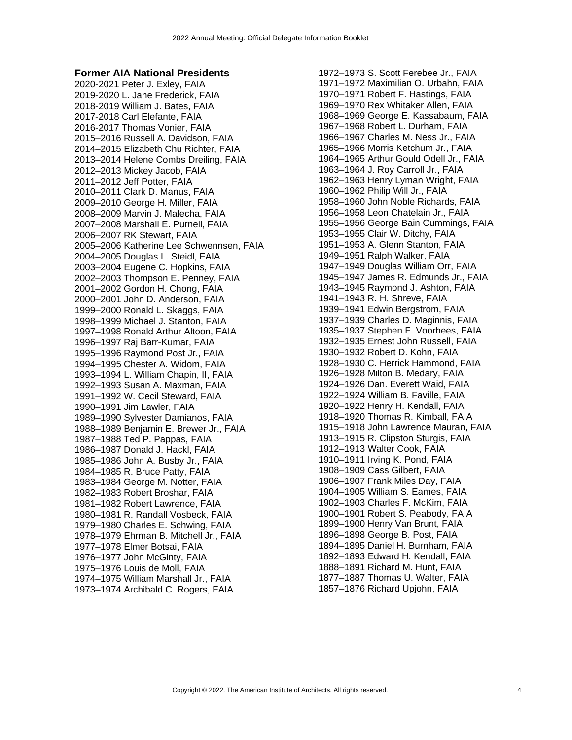## Former AIA National Presidents

2020-2021 Peter J. Exley, FAIA
2019-2020 L. Jane Frederick, FAIA
2018-2019 William J. Bates, FAIA
2017-2018 Carl Elefante, FAIA
2016-2017 Thomas Vonier, FAIA
2015–2016 Russell A. Davidson, FAIA
2014–2015 Elizabeth Chu Richter, FAIA
2013–2014 Helene Combs Dreiling, FAIA
2012–2013 Mickey Jacob, FAIA
2011–2012 Jeff Potter, FAIA
2010–2011 Clark D. Manus, FAIA
2009–2010 George H. Miller, FAIA
2008–2009 Marvin J. Malecha, FAIA
2007–2008 Marshall E. Purnell, FAIA
2006–2007 RK Stewart, FAIA
2005–2006 Katherine Lee Schwennsen, FAIA
2004–2005 Douglas L. Steidl, FAIA
2003–2004 Eugene C. Hopkins, FAIA
2002–2003 Thompson E. Penney, FAIA
2001–2002 Gordon H. Chong, FAIA
2000–2001 John D. Anderson, FAIA
1999–2000 Ronald L. Skaggs, FAIA
1998–1999 Michael J. Stanton, FAIA
1997–1998 Ronald Arthur Altoon, FAIA
1996–1997 Raj Barr-Kumar, FAIA
1995–1996 Raymond Post Jr., FAIA
1994–1995 Chester A. Widom, FAIA
1993–1994 L. William Chapin, II, FAIA
1992–1993 Susan A. Maxman, FAIA
1991–1992 W. Cecil Steward, FAIA
1990–1991 Jim Lawler, FAIA
1989–1990 Sylvester Damianos, FAIA
1988–1989 Benjamin E. Brewer Jr., FAIA
1987–1988 Ted P. Pappas, FAIA
1986–1987 Donald J. Hackl, FAIA
1985–1986 John A. Busby Jr., FAIA
1984–1985 R. Bruce Patty, FAIA
1983–1984 George M. Notter, FAIA
1982–1983 Robert Broshar, FAIA
1981–1982 Robert Lawrence, FAIA
1980–1981 R. Randall Vosbeck, FAIA
1979–1980 Charles E. Schwing, FAIA
1978–1979 Ehrman B. Mitchell Jr., FAIA
1977–1978 Elmer Botsai, FAIA
1976–1977 John McGinty, FAIA
1975–1976 Louis de Moll, FAIA
1974–1975 William Marshall Jr., FAIA
1973–1974 Archibald C. Rogers, FAIA
1972–1973 S. Scott Ferebee Jr., FAIA
1971–1972 Maximilian O. Urbahn, FAIA
1970–1971 Robert F. Hastings, FAIA
1969–1970 Rex Whitaker Allen, FAIA
1968–1969 George E. Kassabaum, FAIA
1967–1968 Robert L. Durham, FAIA
1966–1967 Charles M. Ness Jr., FAIA
1965–1966 Morris Ketchum Jr., FAIA
1964–1965 Arthur Gould Odell Jr., FAIA
1963–1964 J. Roy Carroll Jr., FAIA
1962–1963 Henry Lyman Wright, FAIA
1960–1962 Philip Will Jr., FAIA
1958–1960 John Noble Richards, FAIA
1956–1958 Leon Chatelain Jr., FAIA
1955–1956 George Bain Cummings, FAIA
1953–1955 Clair W. Ditchy, FAIA
1951–1953 A. Glenn Stanton, FAIA
1949–1951 Ralph Walker, FAIA
1947–1949 Douglas William Orr, FAIA
1945–1947 James R. Edmunds Jr., FAIA
1943–1945 Raymond J. Ashton, FAIA
1941–1943 R. H. Shreve, FAIA
1939–1941 Edwin Bergstrom, FAIA
1937–1939 Charles D. Maginnis, FAIA
1935–1937 Stephen F. Voorhees, FAIA
1932–1935 Ernest John Russell, FAIA
1930–1932 Robert D. Kohn, FAIA
1928–1930 C. Herrick Hammond, FAIA
1926–1928 Milton B. Medary, FAIA
1924–1926 Dan. Everett Waid, FAIA
1922–1924 William B. Faville, FAIA
1920–1922 Henry H. Kendall, FAIA
1918–1920 Thomas R. Kimball, FAIA
1915–1918 John Lawrence Mauran, FAIA
1913–1915 R. Clipston Sturgis, FAIA
1912–1913 Walter Cook, FAIA
1910–1911 Irving K. Pond, FAIA
1908–1909 Cass Gilbert, FAIA
1906–1907 Frank Miles Day, FAIA
1904–1905 William S. Eames, FAIA
1902–1903 Charles F. McKim, FAIA
1900–1901 Robert S. Peabody, FAIA
1899–1900 Henry Van Brunt, FAIA
1896–1898 George B. Post, FAIA
1894–1895 Daniel H. Burnham, FAIA
1892–1893 Edward H. Kendall, FAIA
1888–1891 Richard M. Hunt, FAIA
1877–1887 Thomas U. Walter, FAIA
1857–1876 Richard Upjohn, FAIA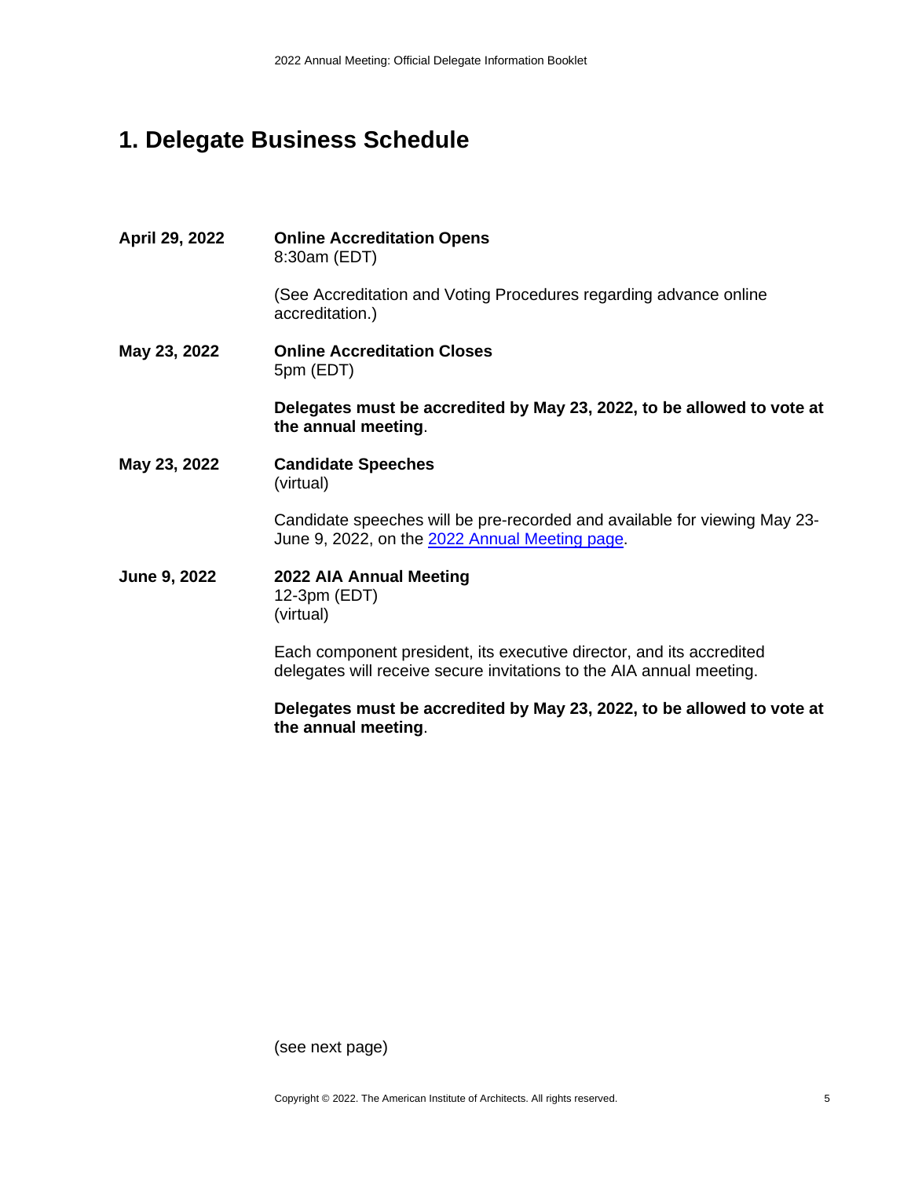# 1. Delegate Business Schedule

**April 29, 2022** — **Online Accreditation Opens**
8:30am (EDT)

(See Accreditation and Voting Procedures regarding advance online accreditation.)

**May 23, 2022** — **Online Accreditation Closes**
5pm (EDT)

**Delegates must be accredited by May 23, 2022, to be allowed to vote at the annual meeting**.

**May 23, 2022** — **Candidate Speeches**
(virtual)

Candidate speeches will be pre-recorded and available for viewing May 23-June 9, 2022, on the 2022 Annual Meeting page.

**June 9, 2022** — **2022 AIA Annual Meeting**
12-3pm (EDT)
(virtual)

Each component president, its executive director, and its accredited delegates will receive secure invitations to the AIA annual meeting.

**Delegates must be accredited by May 23, 2022, to be allowed to vote at the annual meeting**.

(see next page)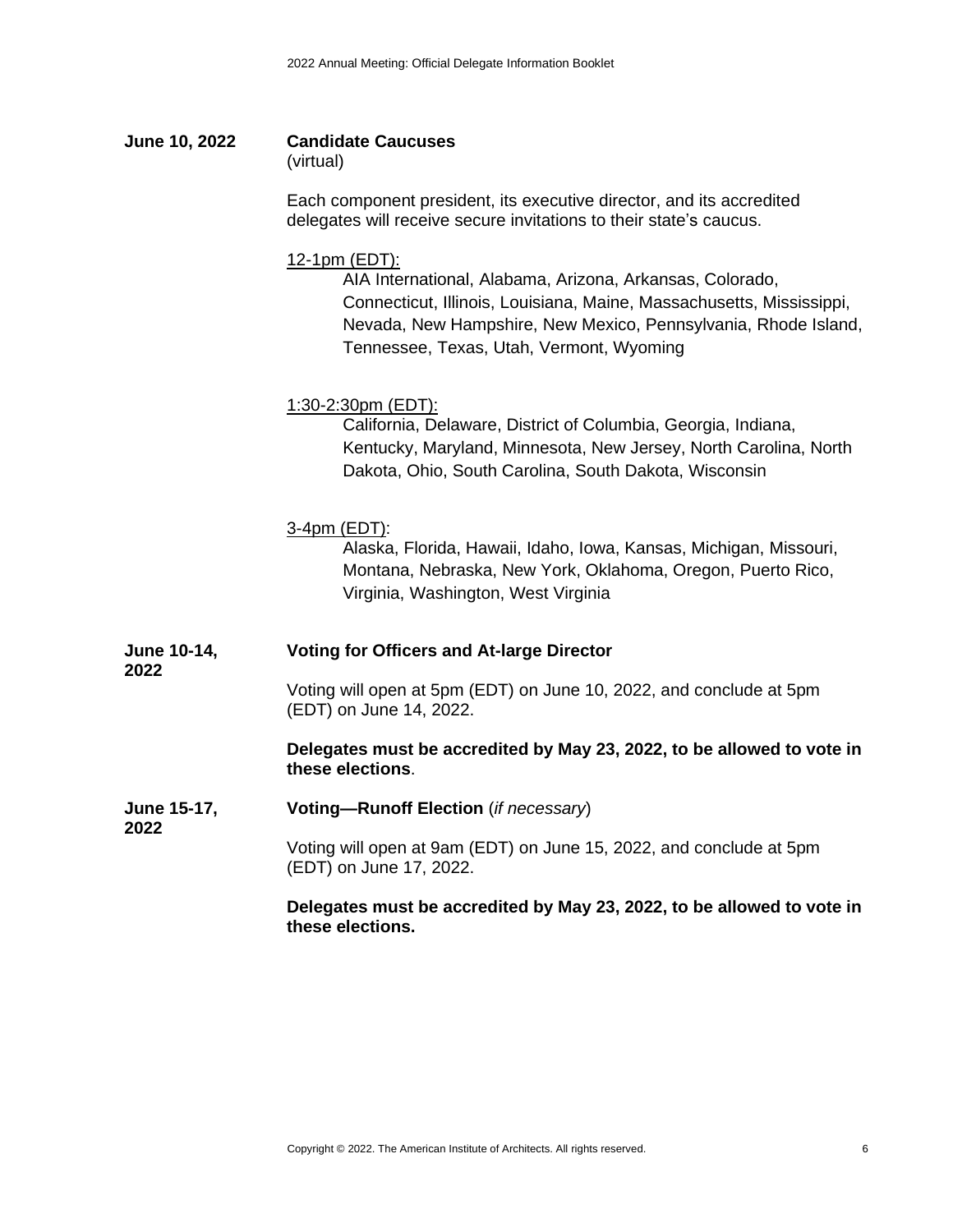**June 10, 2022** **Candidate Caucuses**
(virtual)

Each component president, its executive director, and its accredited delegates will receive secure invitations to their state's caucus.

12-1pm (EDT):

AIA International, Alabama, Arizona, Arkansas, Colorado, Connecticut, Illinois, Louisiana, Maine, Massachusetts, Mississippi, Nevada, New Hampshire, New Mexico, Pennsylvania, Rhode Island, Tennessee, Texas, Utah, Vermont, Wyoming

1:30-2:30pm (EDT):

California, Delaware, District of Columbia, Georgia, Indiana, Kentucky, Maryland, Minnesota, New Jersey, North Carolina, North Dakota, Ohio, South Carolina, South Dakota, Wisconsin

3-4pm (EDT):

Alaska, Florida, Hawaii, Idaho, Iowa, Kansas, Michigan, Missouri, Montana, Nebraska, New York, Oklahoma, Oregon, Puerto Rico, Virginia, Washington, West Virginia

**June 10-14, 2022** **Voting for Officers and At-large Director**

Voting will open at 5pm (EDT) on June 10, 2022, and conclude at 5pm (EDT) on June 14, 2022.

**Delegates must be accredited by May 23, 2022, to be allowed to vote in these elections**.

**June 15-17, 2022** **Voting—Runoff Election** (*if necessary*)

Voting will open at 9am (EDT) on June 15, 2022, and conclude at 5pm (EDT) on June 17, 2022.

**Delegates must be accredited by May 23, 2022, to be allowed to vote in these elections.**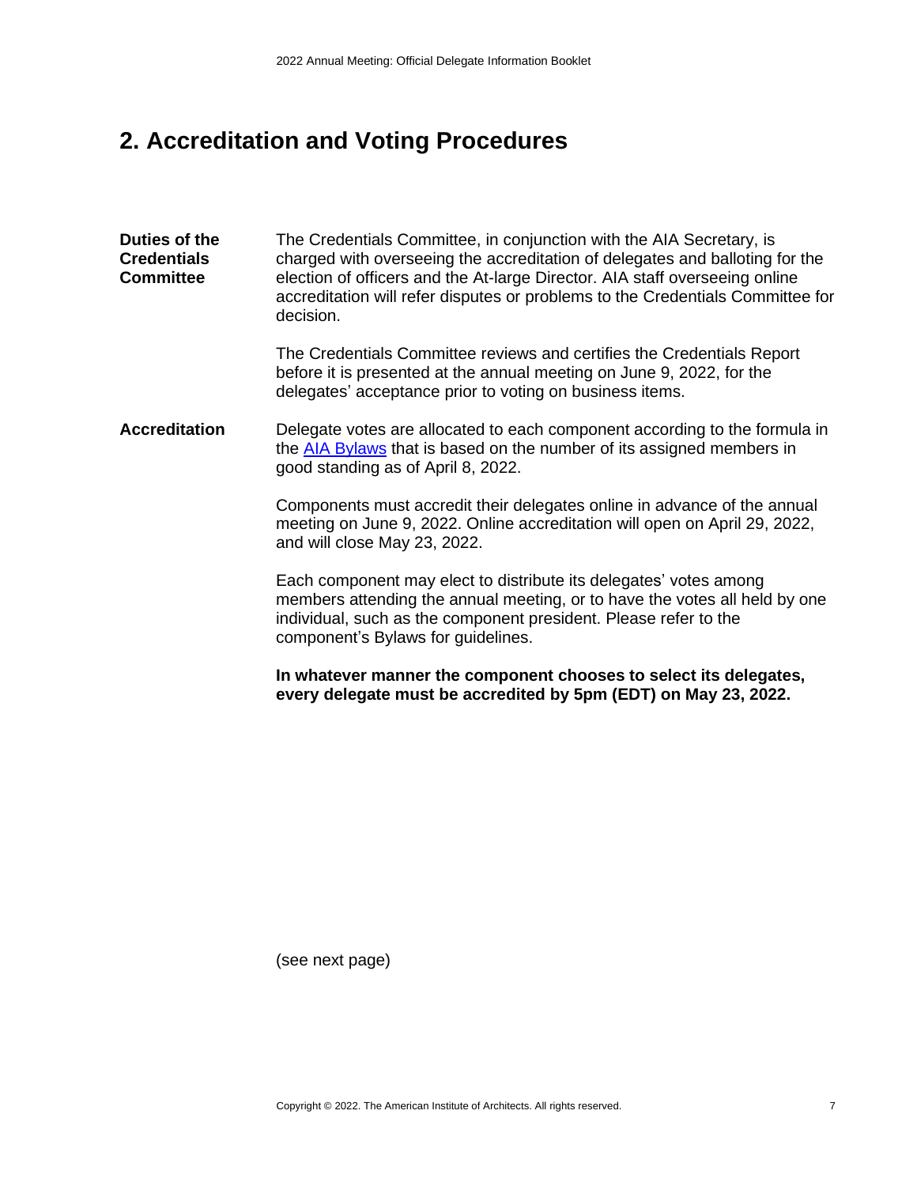## 2. Accreditation and Voting Procedures

**Duties of the Credentials Committee**

The Credentials Committee, in conjunction with the AIA Secretary, is charged with overseeing the accreditation of delegates and balloting for the election of officers and the At-large Director. AIA staff overseeing online accreditation will refer disputes or problems to the Credentials Committee for decision.

The Credentials Committee reviews and certifies the Credentials Report before it is presented at the annual meeting on June 9, 2022, for the delegates' acceptance prior to voting on business items.

**Accreditation**

Delegate votes are allocated to each component according to the formula in the [AIA Bylaws] that is based on the number of its assigned members in good standing as of April 8, 2022.

Components must accredit their delegates online in advance of the annual meeting on June 9, 2022. Online accreditation will open on April 29, 2022, and will close May 23, 2022.

Each component may elect to distribute its delegates' votes among members attending the annual meeting, or to have the votes all held by one individual, such as the component president. Please refer to the component's Bylaws for guidelines.

**In whatever manner the component chooses to select its delegates, every delegate must be accredited by 5pm (EDT) on May 23, 2022.**

(see next page)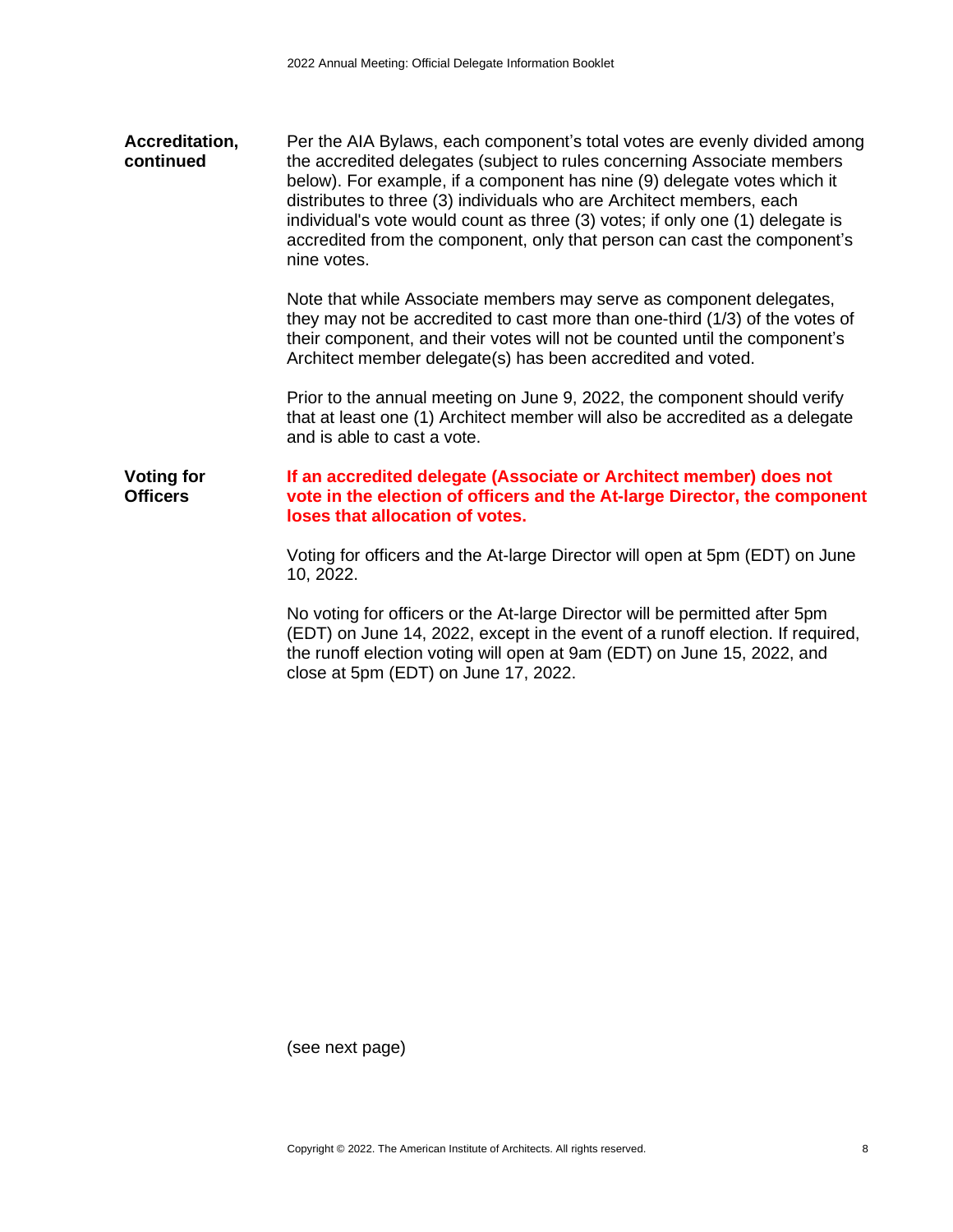## Accreditation, continued

Per the AIA Bylaws, each component's total votes are evenly divided among the accredited delegates (subject to rules concerning Associate members below). For example, if a component has nine (9) delegate votes which it distributes to three (3) individuals who are Architect members, each individual's vote would count as three (3) votes; if only one (1) delegate is accredited from the component, only that person can cast the component's nine votes.

Note that while Associate members may serve as component delegates, they may not be accredited to cast more than one-third (1/3) of the votes of their component, and their votes will not be counted until the component's Architect member delegate(s) has been accredited and voted.

Prior to the annual meeting on June 9, 2022, the component should verify that at least one (1) Architect member will also be accredited as a delegate and is able to cast a vote.

## Voting for Officers

**If an accredited delegate (Associate or Architect member) does not vote in the election of officers and the At-large Director, the component loses that allocation of votes.**

Voting for officers and the At-large Director will open at 5pm (EDT) on June 10, 2022.

No voting for officers or the At-large Director will be permitted after 5pm (EDT) on June 14, 2022, except in the event of a runoff election. If required, the runoff election voting will open at 9am (EDT) on June 15, 2022, and close at 5pm (EDT) on June 17, 2022.

(see next page)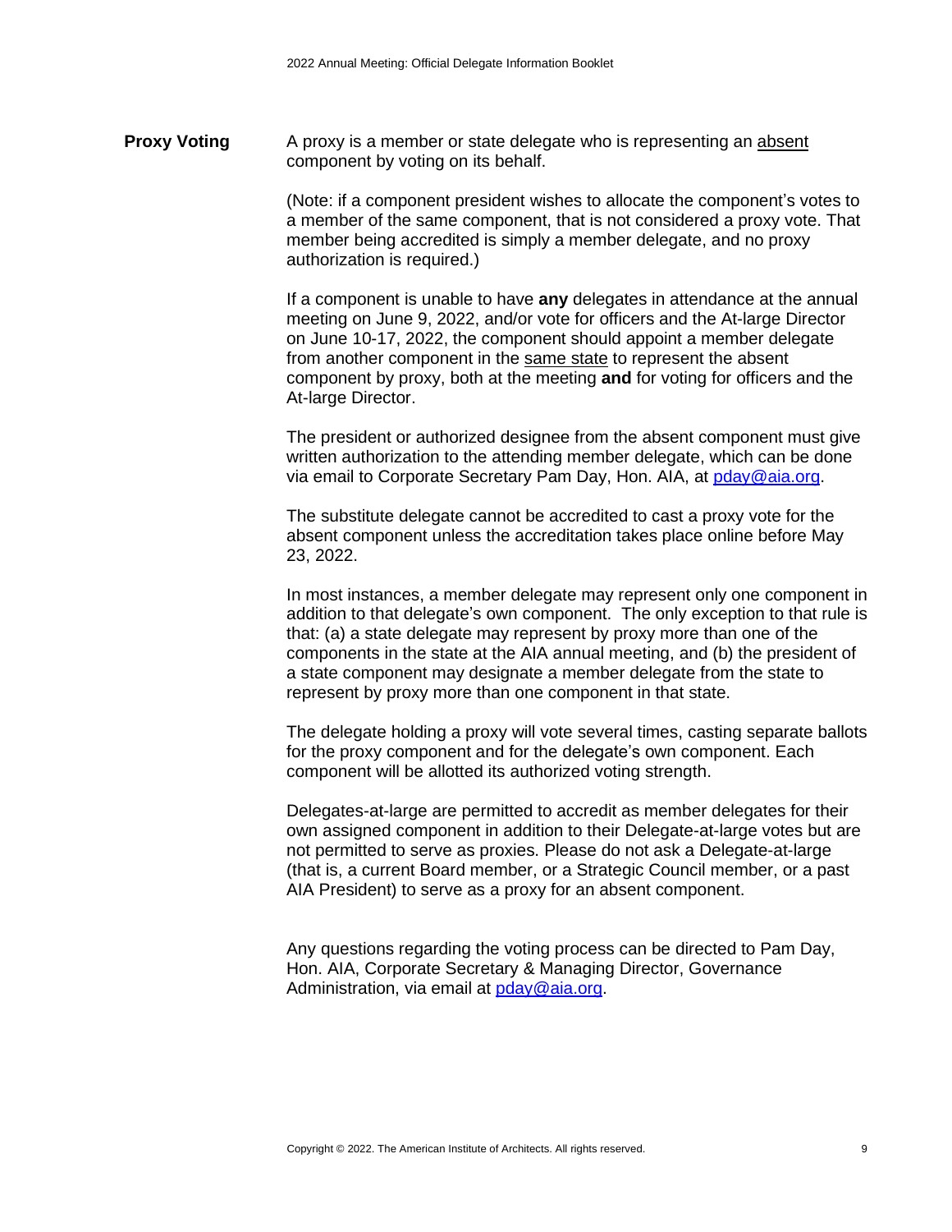## Proxy Voting

A proxy is a member or state delegate who is representing an absent component by voting on its behalf.

(Note: if a component president wishes to allocate the component's votes to a member of the same component, that is not considered a proxy vote. That member being accredited is simply a member delegate, and no proxy authorization is required.)

If a component is unable to have **any** delegates in attendance at the annual meeting on June 9, 2022, and/or vote for officers and the At-large Director on June 10-17, 2022, the component should appoint a member delegate from another component in the same state to represent the absent component by proxy, both at the meeting **and** for voting for officers and the At-large Director.

The president or authorized designee from the absent component must give written authorization to the attending member delegate, which can be done via email to Corporate Secretary Pam Day, Hon. AIA, at pday@aia.org.

The substitute delegate cannot be accredited to cast a proxy vote for the absent component unless the accreditation takes place online before May 23, 2022.

In most instances, a member delegate may represent only one component in addition to that delegate's own component. The only exception to that rule is that: (a) a state delegate may represent by proxy more than one of the components in the state at the AIA annual meeting, and (b) the president of a state component may designate a member delegate from the state to represent by proxy more than one component in that state.

The delegate holding a proxy will vote several times, casting separate ballots for the proxy component and for the delegate's own component. Each component will be allotted its authorized voting strength.

Delegates-at-large are permitted to accredit as member delegates for their own assigned component in addition to their Delegate-at-large votes but are not permitted to serve as proxies. Please do not ask a Delegate-at-large (that is, a current Board member, or a Strategic Council member, or a past AIA President) to serve as a proxy for an absent component.

Any questions regarding the voting process can be directed to Pam Day, Hon. AIA, Corporate Secretary & Managing Director, Governance Administration, via email at pday@aia.org.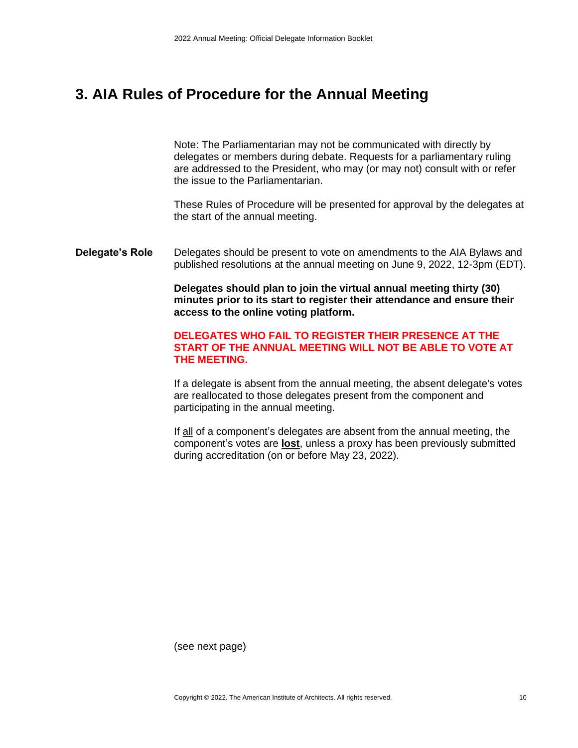# 3. AIA Rules of Procedure for the Annual Meeting

Note: The Parliamentarian may not be communicated with directly by delegates or members during debate. Requests for a parliamentary ruling are addressed to the President, who may (or may not) consult with or refer the issue to the Parliamentarian.

These Rules of Procedure will be presented for approval by the delegates at the start of the annual meeting.

**Delegate's Role**

Delegates should be present to vote on amendments to the AIA Bylaws and published resolutions at the annual meeting on June 9, 2022, 12-3pm (EDT).

**Delegates should plan to join the virtual annual meeting thirty (30) minutes prior to its start to register their attendance and ensure their access to the online voting platform.**

**DELEGATES WHO FAIL TO REGISTER THEIR PRESENCE AT THE START OF THE ANNUAL MEETING WILL NOT BE ABLE TO VOTE AT THE MEETING.**

If a delegate is absent from the annual meeting, the absent delegate's votes are reallocated to those delegates present from the component and participating in the annual meeting.

If all of a component's delegates are absent from the annual meeting, the component's votes are **lost**, unless a proxy has been previously submitted during accreditation (on or before May 23, 2022).

(see next page)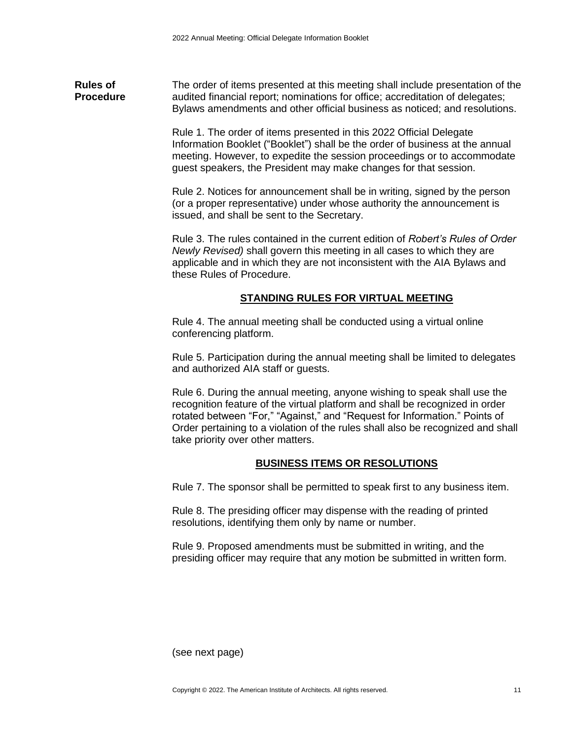## Rules of Procedure

The order of items presented at this meeting shall include presentation of the audited financial report; nominations for office; accreditation of delegates; Bylaws amendments and other official business as noticed; and resolutions.

Rule 1. The order of items presented in this 2022 Official Delegate Information Booklet ("Booklet") shall be the order of business at the annual meeting. However, to expedite the session proceedings or to accommodate guest speakers, the President may make changes for that session.

Rule 2. Notices for announcement shall be in writing, signed by the person (or a proper representative) under whose authority the announcement is issued, and shall be sent to the Secretary.

Rule 3. The rules contained in the current edition of *Robert's Rules of Order Newly Revised)* shall govern this meeting in all cases to which they are applicable and in which they are not inconsistent with the AIA Bylaws and these Rules of Procedure.

### STANDING RULES FOR VIRTUAL MEETING

Rule 4. The annual meeting shall be conducted using a virtual online conferencing platform.

Rule 5. Participation during the annual meeting shall be limited to delegates and authorized AIA staff or guests.

Rule 6. During the annual meeting, anyone wishing to speak shall use the recognition feature of the virtual platform and shall be recognized in order rotated between "For," "Against," and "Request for Information." Points of Order pertaining to a violation of the rules shall also be recognized and shall take priority over other matters.

### BUSINESS ITEMS OR RESOLUTIONS

Rule 7. The sponsor shall be permitted to speak first to any business item.

Rule 8. The presiding officer may dispense with the reading of printed resolutions, identifying them only by name or number.

Rule 9. Proposed amendments must be submitted in writing, and the presiding officer may require that any motion be submitted in written form.

(see next page)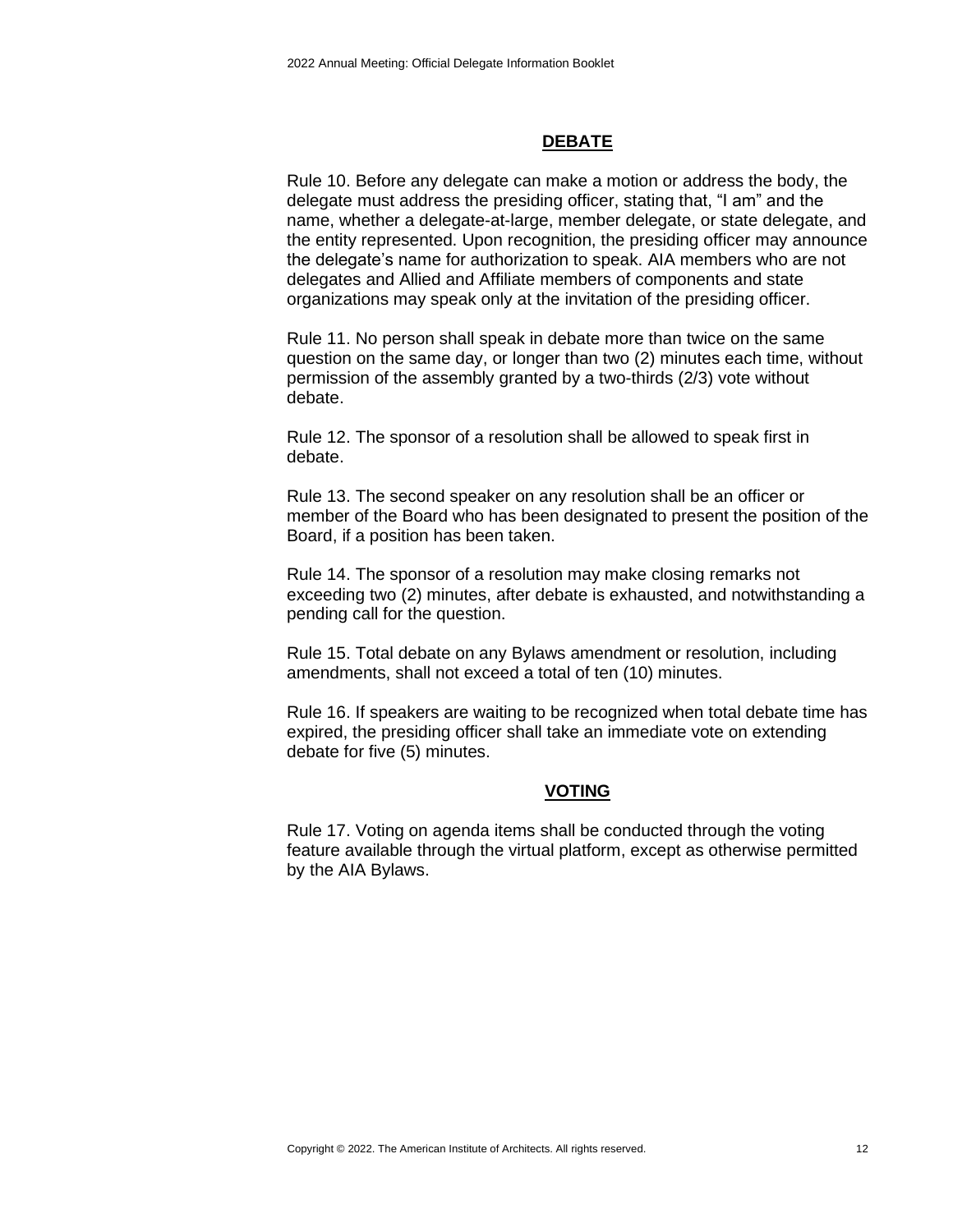## DEBATE

Rule 10. Before any delegate can make a motion or address the body, the delegate must address the presiding officer, stating that, "I am" and the name, whether a delegate-at-large, member delegate, or state delegate, and the entity represented. Upon recognition, the presiding officer may announce the delegate's name for authorization to speak. AIA members who are not delegates and Allied and Affiliate members of components and state organizations may speak only at the invitation of the presiding officer.

Rule 11. No person shall speak in debate more than twice on the same question on the same day, or longer than two (2) minutes each time, without permission of the assembly granted by a two-thirds (2/3) vote without debate.

Rule 12. The sponsor of a resolution shall be allowed to speak first in debate.

Rule 13. The second speaker on any resolution shall be an officer or member of the Board who has been designated to present the position of the Board, if a position has been taken.

Rule 14. The sponsor of a resolution may make closing remarks not exceeding two (2) minutes, after debate is exhausted, and notwithstanding a pending call for the question.

Rule 15. Total debate on any Bylaws amendment or resolution, including amendments, shall not exceed a total of ten (10) minutes.

Rule 16. If speakers are waiting to be recognized when total debate time has expired, the presiding officer shall take an immediate vote on extending debate for five (5) minutes.

## VOTING

Rule 17. Voting on agenda items shall be conducted through the voting feature available through the virtual platform, except as otherwise permitted by the AIA Bylaws.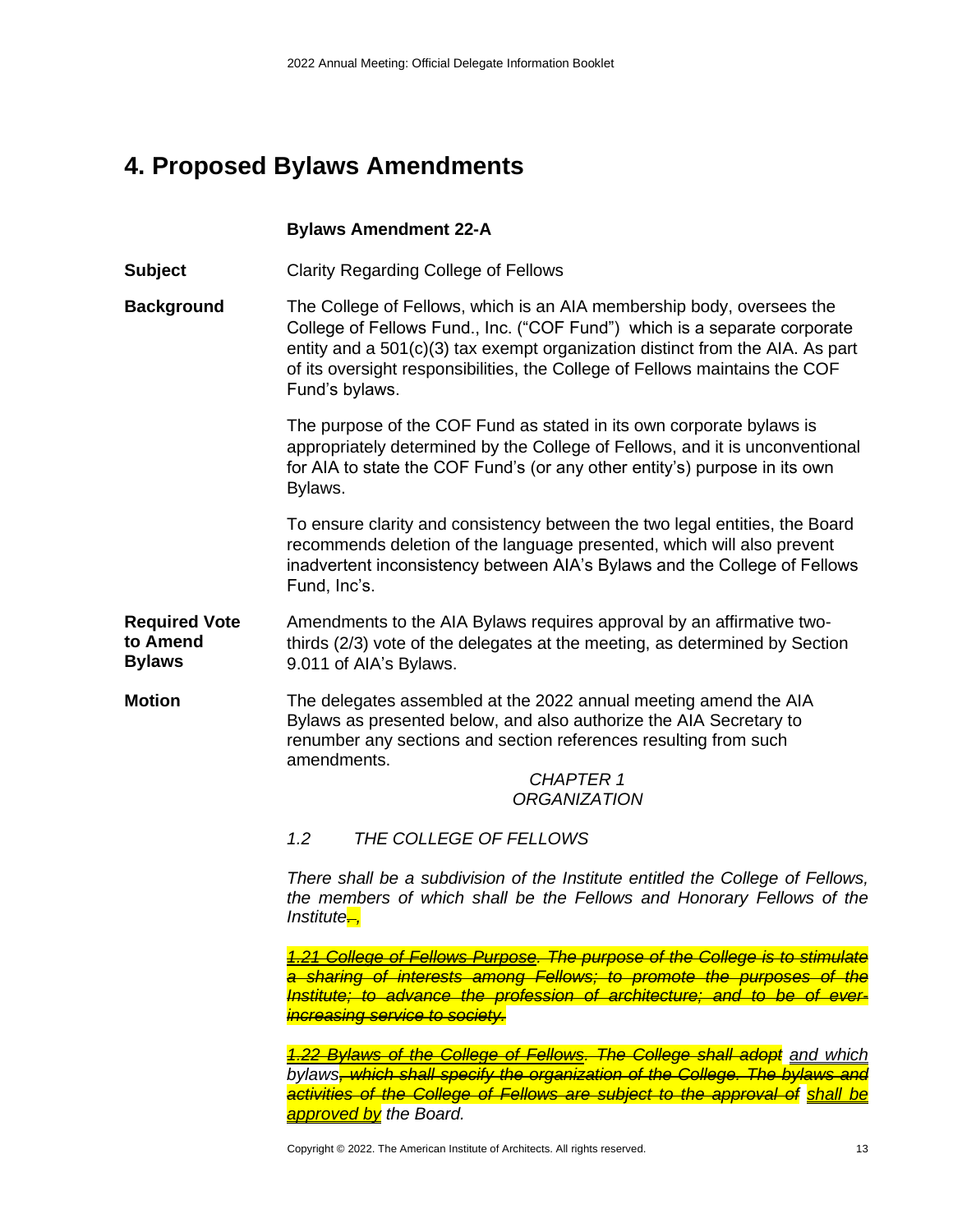# 4. Proposed Bylaws Amendments

**Bylaws Amendment 22-A**

**Subject**

Clarity Regarding College of Fellows

**Background**

The College of Fellows, which is an AIA membership body, oversees the College of Fellows Fund., Inc. ("COF Fund") which is a separate corporate entity and a 501(c)(3) tax exempt organization distinct from the AIA. As part of its oversight responsibilities, the College of Fellows maintains the COF Fund's bylaws.

The purpose of the COF Fund as stated in its own corporate bylaws is appropriately determined by the College of Fellows, and it is unconventional for AIA to state the COF Fund's (or any other entity's) purpose in its own Bylaws.

To ensure clarity and consistency between the two legal entities, the Board recommends deletion of the language presented, which will also prevent inadvertent inconsistency between AIA's Bylaws and the College of Fellows Fund, Inc's.

**Required Vote to Amend Bylaws**

Amendments to the AIA Bylaws requires approval by an affirmative two-thirds (2/3) vote of the delegates at the meeting, as determined by Section 9.011 of AIA's Bylaws.

**Motion**

The delegates assembled at the 2022 annual meeting amend the AIA Bylaws as presented below, and also authorize the AIA Secretary to renumber any sections and section references resulting from such amendments.

*CHAPTER 1*
*ORGANIZATION*

*1.2 THE COLLEGE OF FELLOWS*

*There shall be a subdivision of the Institute entitled the College of Fellows, the members of which shall be the Fellows and Honorary Fellows of the Institute~~.~~,*

*~~1.21 College of Fellows Purpose. The purpose of the College is to stimulate a sharing of interests among Fellows; to promote the purposes of the Institute; to advance the profession of architecture; and to be of ever-increasing service to society.~~*

*~~1.22 Bylaws of the College of Fellows. The College shall adopt~~ and which bylaws~~, which shall specify the organization of the College. The bylaws and activities of the College of Fellows are subject to the approval of~~ shall be approved by the Board.*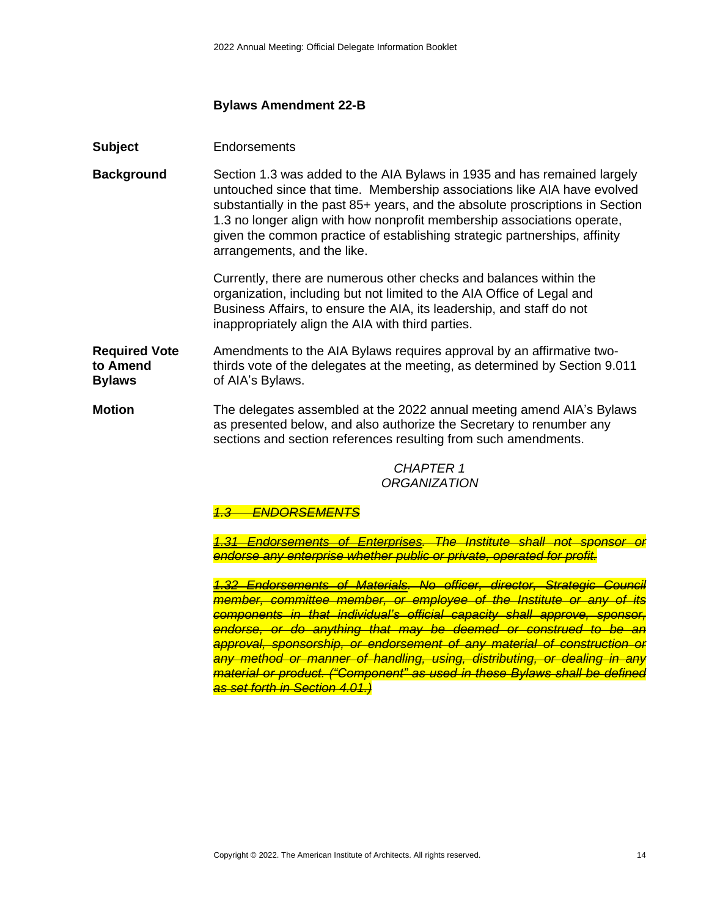## Bylaws Amendment 22-B

**Subject**

Endorsements

**Background**

Section 1.3 was added to the AIA Bylaws in 1935 and has remained largely untouched since that time. Membership associations like AIA have evolved substantially in the past 85+ years, and the absolute proscriptions in Section 1.3 no longer align with how nonprofit membership associations operate, given the common practice of establishing strategic partnerships, affinity arrangements, and the like.

Currently, there are numerous other checks and balances within the organization, including but not limited to the AIA Office of Legal and Business Affairs, to ensure the AIA, its leadership, and staff do not inappropriately align the AIA with third parties.

**Required Vote to Amend Bylaws**

Amendments to the AIA Bylaws requires approval by an affirmative two-thirds vote of the delegates at the meeting, as determined by Section 9.011 of AIA's Bylaws.

**Motion**

The delegates assembled at the 2022 annual meeting amend AIA's Bylaws as presented below, and also authorize the Secretary to renumber any sections and section references resulting from such amendments.

*CHAPTER 1*
*ORGANIZATION*

~~*1.3 ENDORSEMENTS*~~

~~*1.31 Endorsements of Enterprises. The Institute shall not sponsor or endorse any enterprise whether public or private, operated for profit.*~~

~~*1.32 Endorsements of Materials. No officer, director, Strategic Council member, committee member, or employee of the Institute or any of its components in that individual's official capacity shall approve, sponsor, endorse, or do anything that may be deemed or construed to be an approval, sponsorship, or endorsement of any material of construction or any method or manner of handling, using, distributing, or dealing in any material or product. ("Component" as used in these Bylaws shall be defined as set forth in Section 4.01.)*~~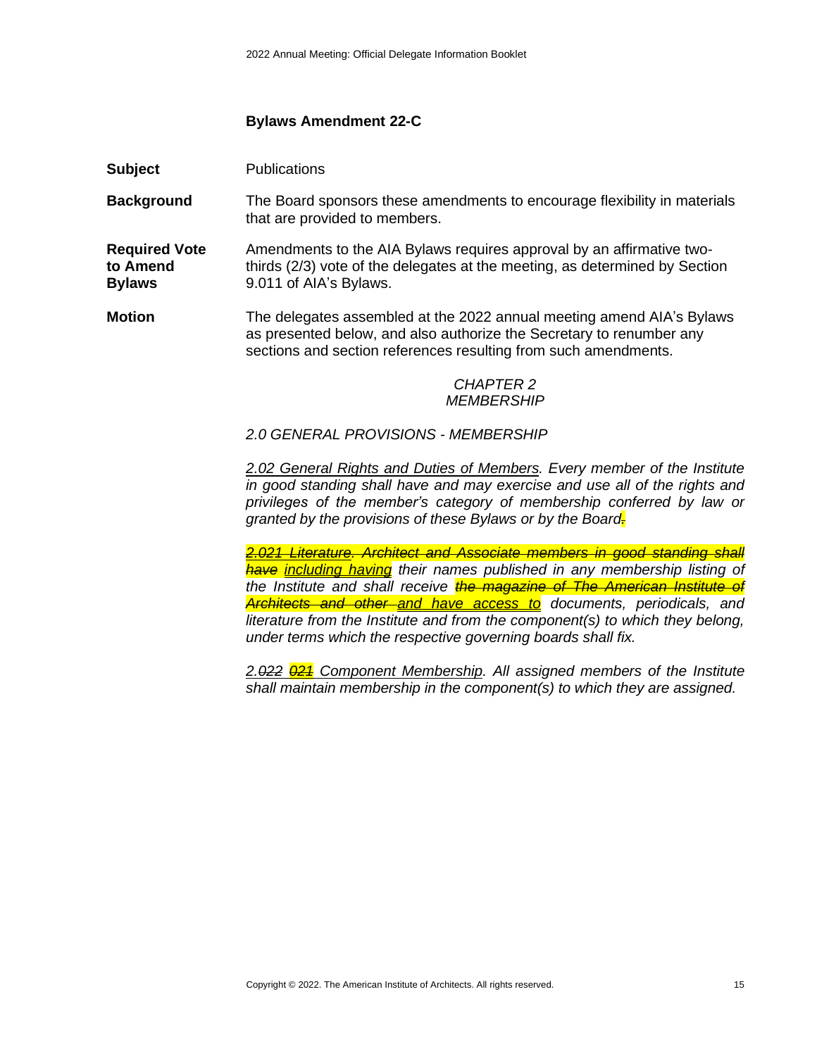### Bylaws Amendment 22-C

**Subject** Publications

**Background** The Board sponsors these amendments to encourage flexibility in materials that are provided to members.

**Required Vote to Amend Bylaws** Amendments to the AIA Bylaws requires approval by an affirmative two-thirds (2/3) vote of the delegates at the meeting, as determined by Section 9.011 of AIA's Bylaws.

**Motion** The delegates assembled at the 2022 annual meeting amend AIA's Bylaws as presented below, and also authorize the Secretary to renumber any sections and section references resulting from such amendments.

*CHAPTER 2*
*MEMBERSHIP*

*2.0 GENERAL PROVISIONS - MEMBERSHIP*

*<u>2.02 General Rights and Duties of Members</u>. Every member of the Institute in good standing shall have and may exercise and use all of the rights and privileges of the member's category of membership conferred by law or granted by the provisions of these Bylaws or by the Board~~.~~*

*~~<u>2.021 Literature</u>. Architect and Associate members in good standing shall have~~ <u>including having</u> their names published in any membership listing of the Institute and shall receive ~~the magazine of The American Institute of Architects and other~~ <u>and have access to</u> documents, periodicals, and literature from the Institute and from the component(s) to which they belong, under terms which the respective governing boards shall fix.*

*<u>2.~~022~~ ~~021~~ Component Membership</u>. All assigned members of the Institute shall maintain membership in the component(s) to which they are assigned.*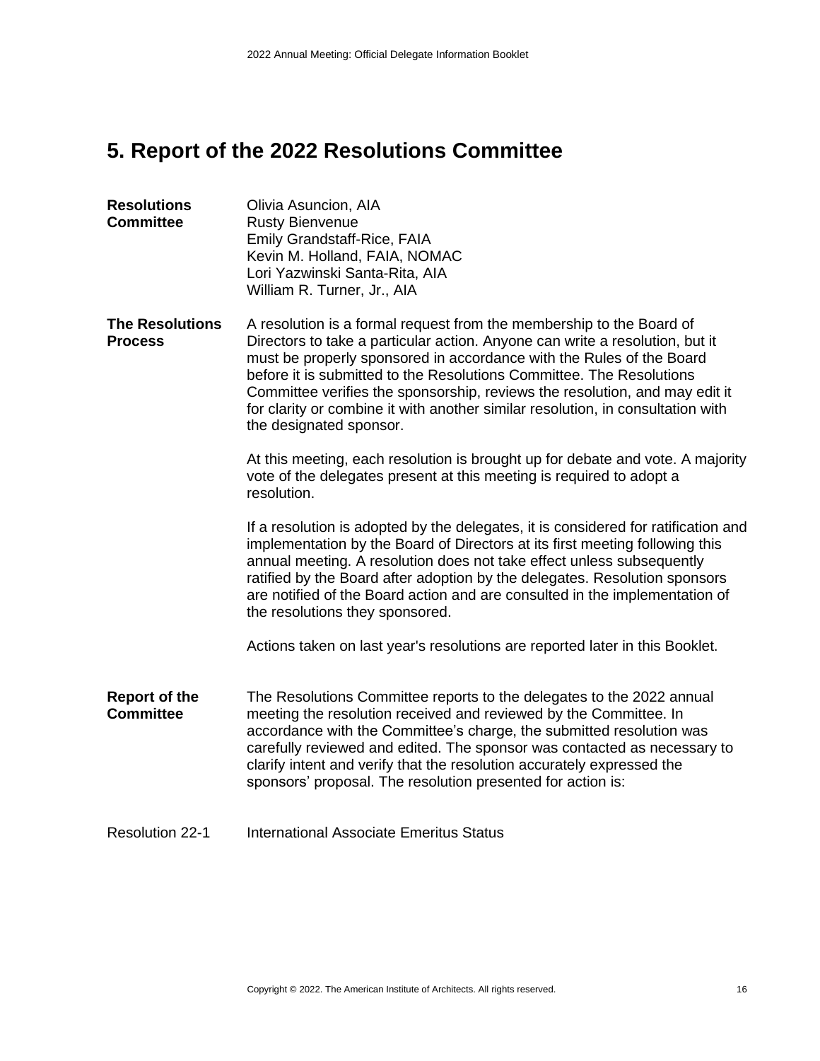## 5. Report of the 2022 Resolutions Committee

**Resolutions Committee**

Olivia Asuncion, AIA
Rusty Bienvenue
Emily Grandstaff-Rice, FAIA
Kevin M. Holland, FAIA, NOMAC
Lori Yazwinski Santa-Rita, AIA
William R. Turner, Jr., AIA

**The Resolutions Process**

A resolution is a formal request from the membership to the Board of Directors to take a particular action. Anyone can write a resolution, but it must be properly sponsored in accordance with the Rules of the Board before it is submitted to the Resolutions Committee. The Resolutions Committee verifies the sponsorship, reviews the resolution, and may edit it for clarity or combine it with another similar resolution, in consultation with the designated sponsor.

At this meeting, each resolution is brought up for debate and vote. A majority vote of the delegates present at this meeting is required to adopt a resolution.

If a resolution is adopted by the delegates, it is considered for ratification and implementation by the Board of Directors at its first meeting following this annual meeting. A resolution does not take effect unless subsequently ratified by the Board after adoption by the delegates. Resolution sponsors are notified of the Board action and are consulted in the implementation of the resolutions they sponsored.

Actions taken on last year's resolutions are reported later in this Booklet.

**Report of the Committee**

The Resolutions Committee reports to the delegates to the 2022 annual meeting the resolution received and reviewed by the Committee. In accordance with the Committee's charge, the submitted resolution was carefully reviewed and edited. The sponsor was contacted as necessary to clarify intent and verify that the resolution accurately expressed the sponsors' proposal. The resolution presented for action is:

Resolution 22-1 International Associate Emeritus Status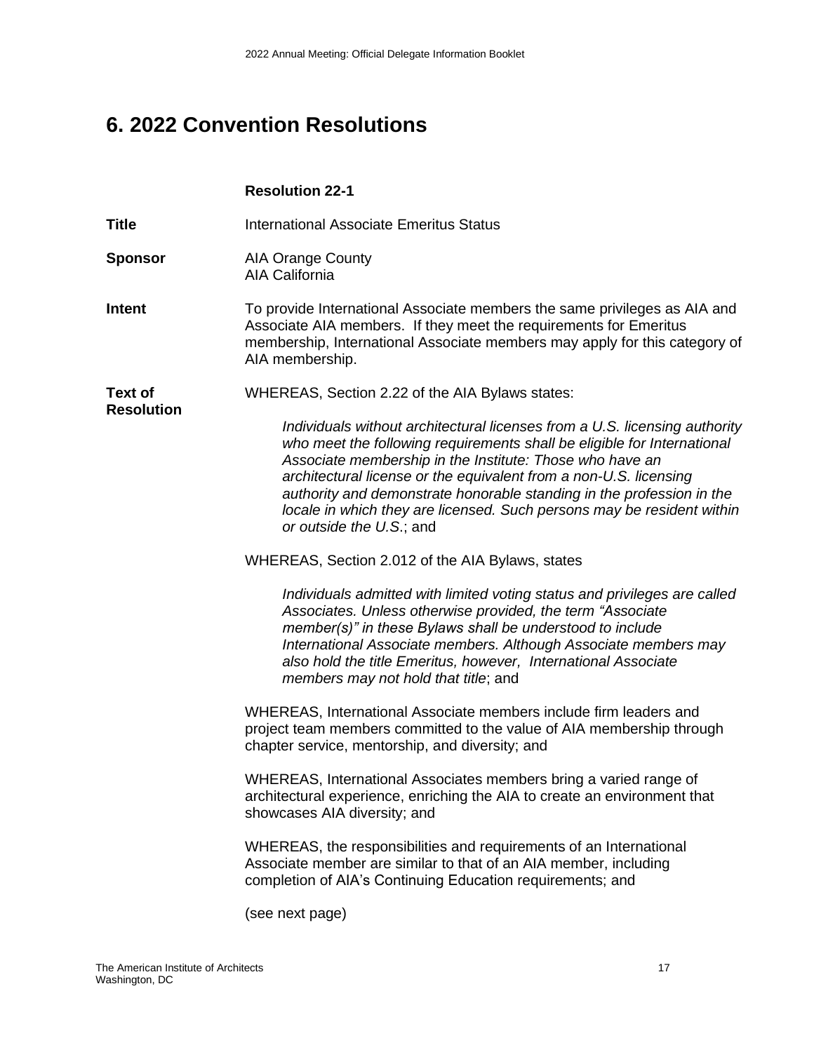# 6. 2022 Convention Resolutions

**Resolution 22-1**

**Title** International Associate Emeritus Status

**Sponsor** AIA Orange County
AIA California

**Intent** To provide International Associate members the same privileges as AIA and Associate AIA members. If they meet the requirements for Emeritus membership, International Associate members may apply for this category of AIA membership.

**Text of Resolution**

WHEREAS, Section 2.22 of the AIA Bylaws states:

> *Individuals without architectural licenses from a U.S. licensing authority who meet the following requirements shall be eligible for International Associate membership in the Institute: Those who have an architectural license or the equivalent from a non-U.S. licensing authority and demonstrate honorable standing in the profession in the locale in which they are licensed. Such persons may be resident within or outside the U.S.*; and

WHEREAS, Section 2.012 of the AIA Bylaws, states

> *Individuals admitted with limited voting status and privileges are called Associates. Unless otherwise provided, the term "Associate member(s)" in these Bylaws shall be understood to include International Associate members. Although Associate members may also hold the title Emeritus, however, International Associate members may not hold that title*; and

WHEREAS, International Associate members include firm leaders and project team members committed to the value of AIA membership through chapter service, mentorship, and diversity; and

WHEREAS, International Associates members bring a varied range of architectural experience, enriching the AIA to create an environment that showcases AIA diversity; and

WHEREAS, the responsibilities and requirements of an International Associate member are similar to that of an AIA member, including completion of AIA's Continuing Education requirements; and

(see next page)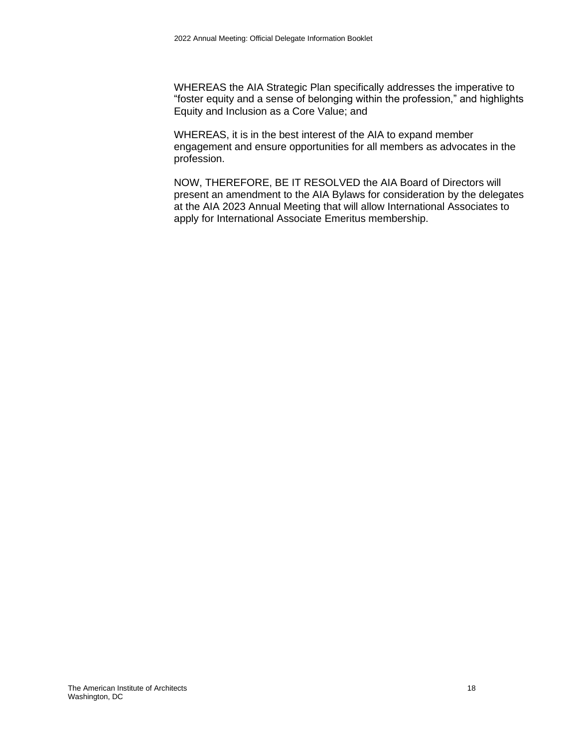WHEREAS the AIA Strategic Plan specifically addresses the imperative to "foster equity and a sense of belonging within the profession," and highlights Equity and Inclusion as a Core Value; and

WHEREAS, it is in the best interest of the AIA to expand member engagement and ensure opportunities for all members as advocates in the profession.

NOW, THEREFORE, BE IT RESOLVED the AIA Board of Directors will present an amendment to the AIA Bylaws for consideration by the delegates at the AIA 2023 Annual Meeting that will allow International Associates to apply for International Associate Emeritus membership.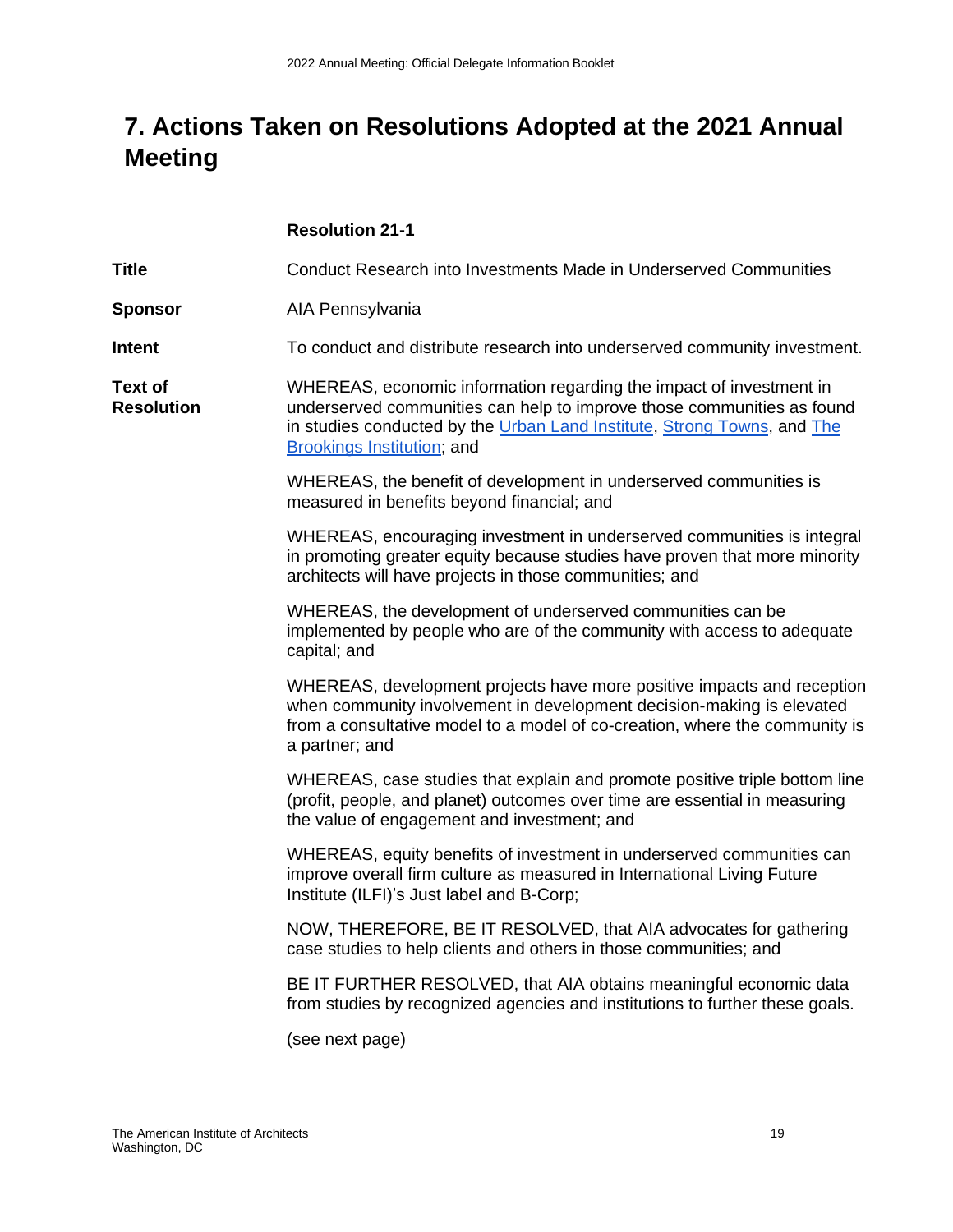# 7. Actions Taken on Resolutions Adopted at the 2021 Annual Meeting

**Resolution 21-1**

**Title**

Conduct Research into Investments Made in Underserved Communities

**Sponsor**

AIA Pennsylvania

**Intent**

To conduct and distribute research into underserved community investment.

**Text of Resolution**

WHEREAS, economic information regarding the impact of investment in underserved communities can help to improve those communities as found in studies conducted by the Urban Land Institute, Strong Towns, and The Brookings Institution; and

WHEREAS, the benefit of development in underserved communities is measured in benefits beyond financial; and

WHEREAS, encouraging investment in underserved communities is integral in promoting greater equity because studies have proven that more minority architects will have projects in those communities; and

WHEREAS, the development of underserved communities can be implemented by people who are of the community with access to adequate capital; and

WHEREAS, development projects have more positive impacts and reception when community involvement in development decision-making is elevated from a consultative model to a model of co-creation, where the community is a partner; and

WHEREAS, case studies that explain and promote positive triple bottom line (profit, people, and planet) outcomes over time are essential in measuring the value of engagement and investment; and

WHEREAS, equity benefits of investment in underserved communities can improve overall firm culture as measured in International Living Future Institute (ILFI)'s Just label and B-Corp;

NOW, THEREFORE, BE IT RESOLVED, that AIA advocates for gathering case studies to help clients and others in those communities; and

BE IT FURTHER RESOLVED, that AIA obtains meaningful economic data from studies by recognized agencies and institutions to further these goals.

(see next page)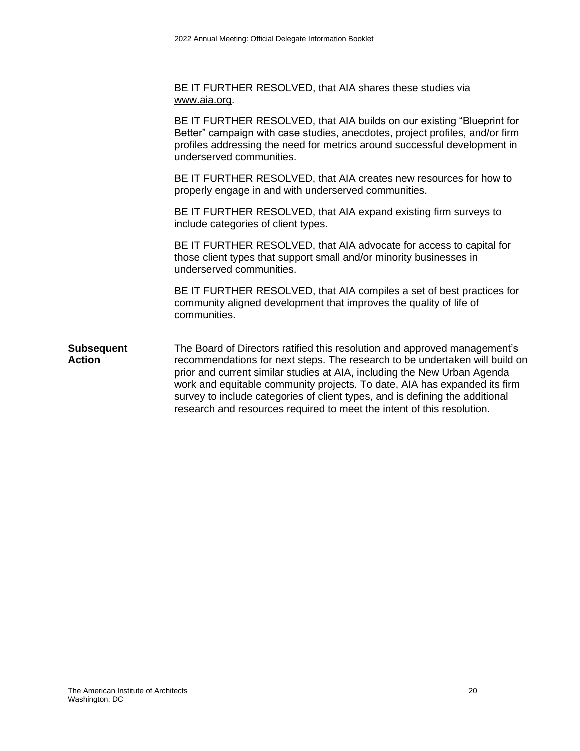BE IT FURTHER RESOLVED, that AIA shares these studies via www.aia.org.

BE IT FURTHER RESOLVED, that AIA builds on our existing "Blueprint for Better" campaign with case studies, anecdotes, project profiles, and/or firm profiles addressing the need for metrics around successful development in underserved communities.

BE IT FURTHER RESOLVED, that AIA creates new resources for how to properly engage in and with underserved communities.

BE IT FURTHER RESOLVED, that AIA expand existing firm surveys to include categories of client types.

BE IT FURTHER RESOLVED, that AIA advocate for access to capital for those client types that support small and/or minority businesses in underserved communities.

BE IT FURTHER RESOLVED, that AIA compiles a set of best practices for community aligned development that improves the quality of life of communities.

**Subsequent Action**

The Board of Directors ratified this resolution and approved management's recommendations for next steps. The research to be undertaken will build on prior and current similar studies at AIA, including the New Urban Agenda work and equitable community projects. To date, AIA has expanded its firm survey to include categories of client types, and is defining the additional research and resources required to meet the intent of this resolution.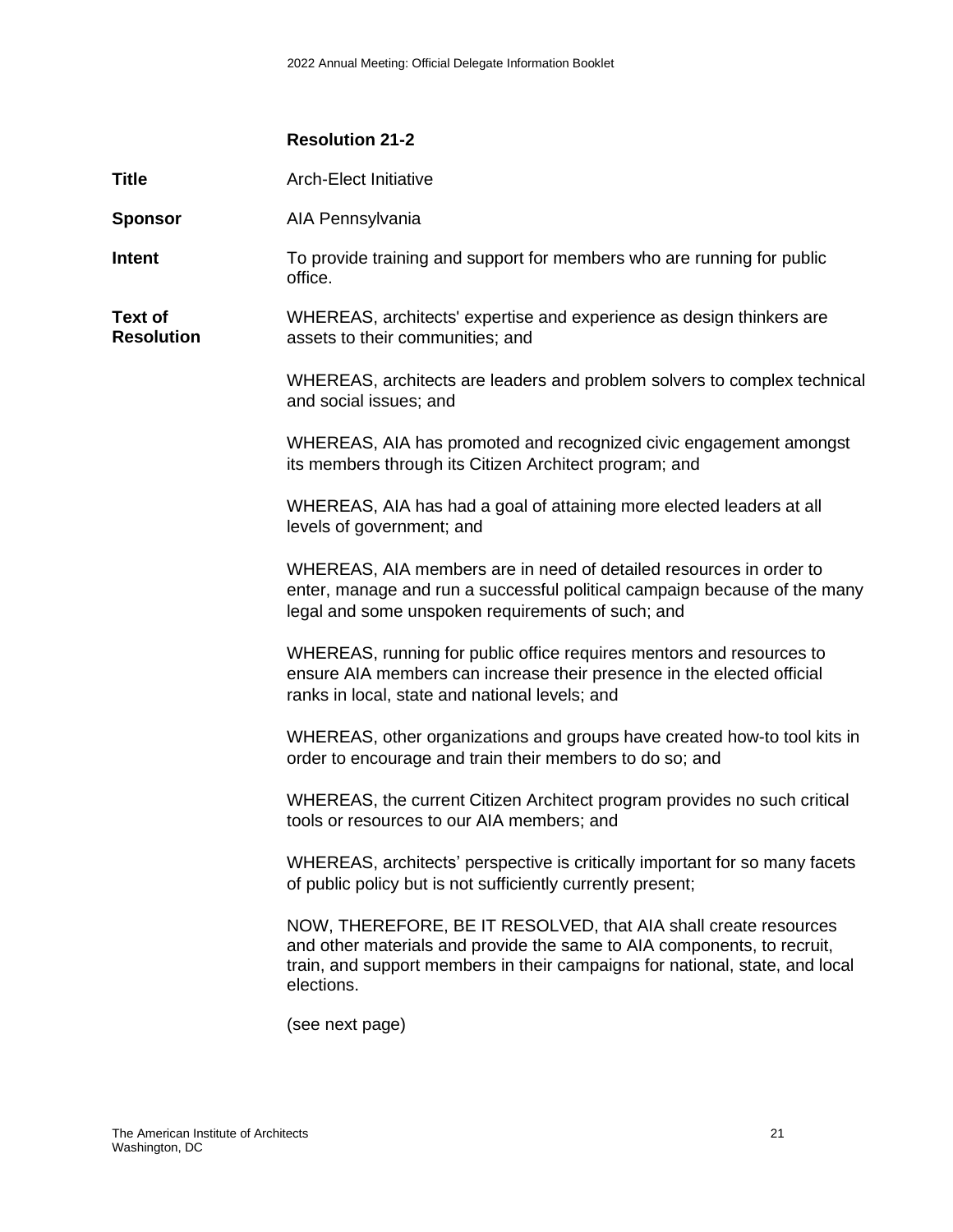### Resolution 21-2

**Title** Arch-Elect Initiative

**Sponsor** AIA Pennsylvania

**Intent** To provide training and support for members who are running for public office.

**Text of Resolution**

WHEREAS, architects' expertise and experience as design thinkers are assets to their communities; and

WHEREAS, architects are leaders and problem solvers to complex technical and social issues; and

WHEREAS, AIA has promoted and recognized civic engagement amongst its members through its Citizen Architect program; and

WHEREAS, AIA has had a goal of attaining more elected leaders at all levels of government; and

WHEREAS, AIA members are in need of detailed resources in order to enter, manage and run a successful political campaign because of the many legal and some unspoken requirements of such; and

WHEREAS, running for public office requires mentors and resources to ensure AIA members can increase their presence in the elected official ranks in local, state and national levels; and

WHEREAS, other organizations and groups have created how-to tool kits in order to encourage and train their members to do so; and

WHEREAS, the current Citizen Architect program provides no such critical tools or resources to our AIA members; and

WHEREAS, architects' perspective is critically important for so many facets of public policy but is not sufficiently currently present;

NOW, THEREFORE, BE IT RESOLVED, that AIA shall create resources and other materials and provide the same to AIA components, to recruit, train, and support members in their campaigns for national, state, and local elections.

(see next page)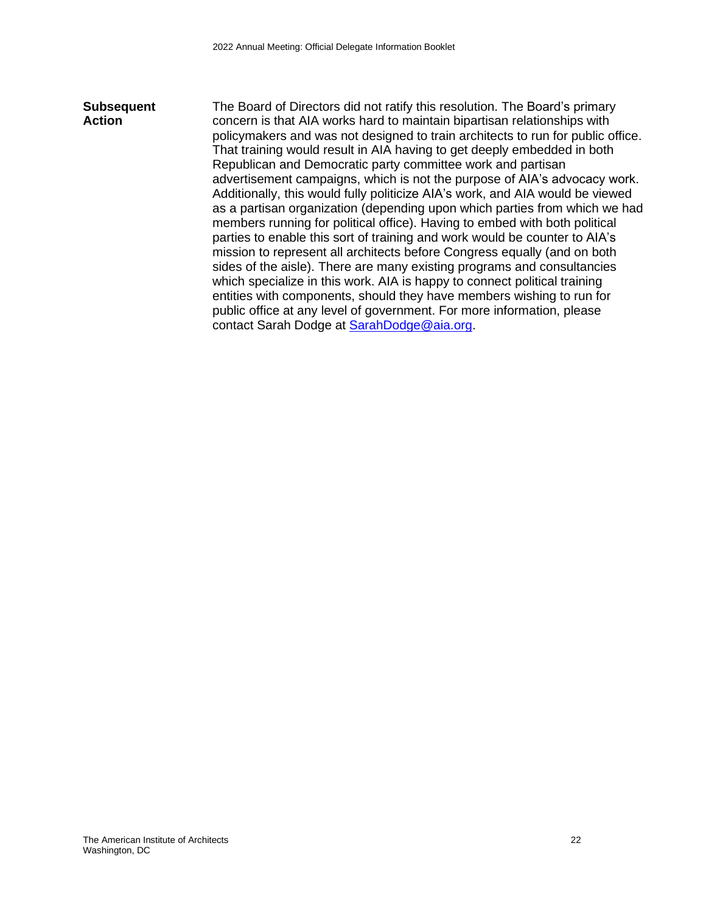**Subsequent Action**

The Board of Directors did not ratify this resolution. The Board's primary concern is that AIA works hard to maintain bipartisan relationships with policymakers and was not designed to train architects to run for public office. That training would result in AIA having to get deeply embedded in both Republican and Democratic party committee work and partisan advertisement campaigns, which is not the purpose of AIA's advocacy work. Additionally, this would fully politicize AIA's work, and AIA would be viewed as a partisan organization (depending upon which parties from which we had members running for political office). Having to embed with both political parties to enable this sort of training and work would be counter to AIA's mission to represent all architects before Congress equally (and on both sides of the aisle). There are many existing programs and consultancies which specialize in this work. AIA is happy to connect political training entities with components, should they have members wishing to run for public office at any level of government. For more information, please contact Sarah Dodge at [SarahDodge@aia.org](mailto:SarahDodge@aia.org).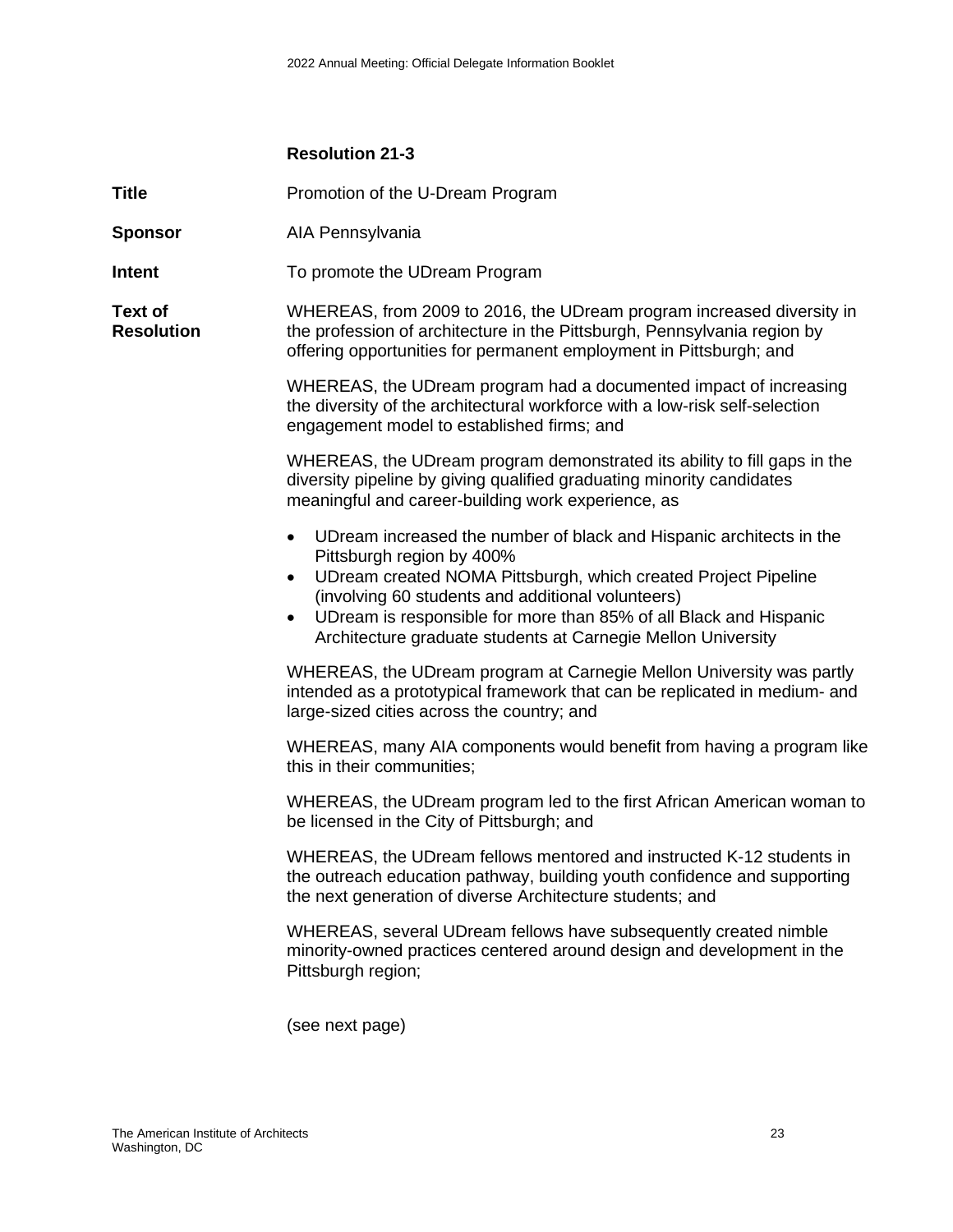### Resolution 21-3

**Title** Promotion of the U-Dream Program

**Sponsor** AIA Pennsylvania

**Intent** To promote the UDream Program

**Text of Resolution**

WHEREAS, from 2009 to 2016, the UDream program increased diversity in the profession of architecture in the Pittsburgh, Pennsylvania region by offering opportunities for permanent employment in Pittsburgh; and

WHEREAS, the UDream program had a documented impact of increasing the diversity of the architectural workforce with a low-risk self-selection engagement model to established firms; and

WHEREAS, the UDream program demonstrated its ability to fill gaps in the diversity pipeline by giving qualified graduating minority candidates meaningful and career-building work experience, as

- UDream increased the number of black and Hispanic architects in the Pittsburgh region by 400%
- UDream created NOMA Pittsburgh, which created Project Pipeline (involving 60 students and additional volunteers)
- UDream is responsible for more than 85% of all Black and Hispanic Architecture graduate students at Carnegie Mellon University

WHEREAS, the UDream program at Carnegie Mellon University was partly intended as a prototypical framework that can be replicated in medium- and large-sized cities across the country; and

WHEREAS, many AIA components would benefit from having a program like this in their communities;

WHEREAS, the UDream program led to the first African American woman to be licensed in the City of Pittsburgh; and

WHEREAS, the UDream fellows mentored and instructed K-12 students in the outreach education pathway, building youth confidence and supporting the next generation of diverse Architecture students; and

WHEREAS, several UDream fellows have subsequently created nimble minority-owned practices centered around design and development in the Pittsburgh region;

(see next page)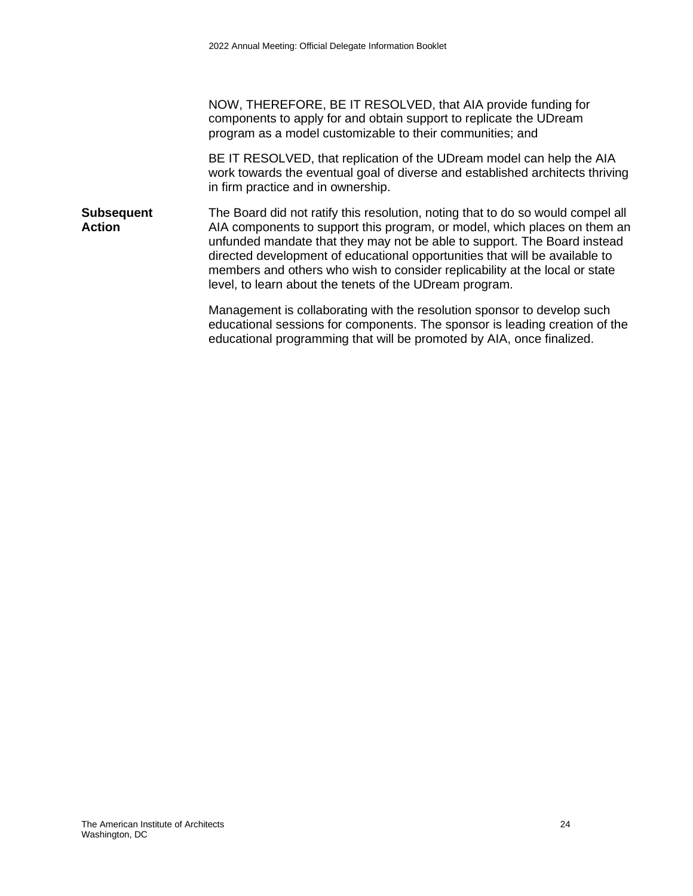NOW, THEREFORE, BE IT RESOLVED, that AIA provide funding for components to apply for and obtain support to replicate the UDream program as a model customizable to their communities; and

BE IT RESOLVED, that replication of the UDream model can help the AIA work towards the eventual goal of diverse and established architects thriving in firm practice and in ownership.

**Subsequent Action**

The Board did not ratify this resolution, noting that to do so would compel all AIA components to support this program, or model, which places on them an unfunded mandate that they may not be able to support. The Board instead directed development of educational opportunities that will be available to members and others who wish to consider replicability at the local or state level, to learn about the tenets of the UDream program.

Management is collaborating with the resolution sponsor to develop such educational sessions for components. The sponsor is leading creation of the educational programming that will be promoted by AIA, once finalized.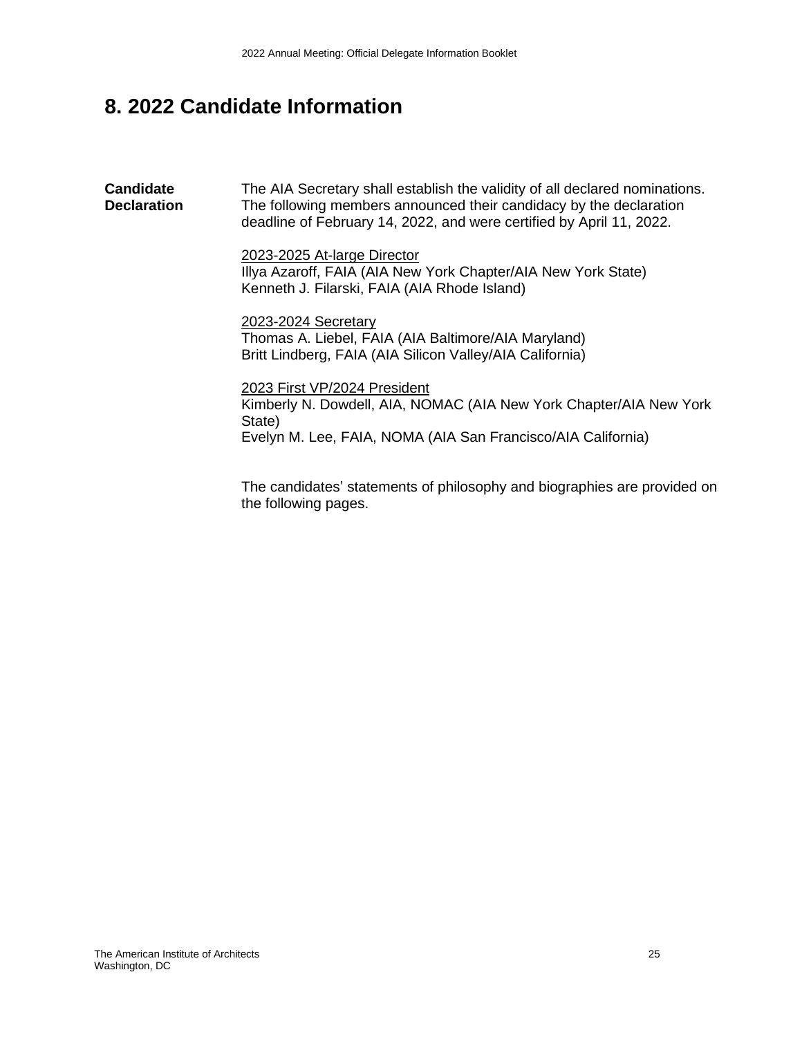# 8. 2022 Candidate Information

**Candidate Declaration**

The AIA Secretary shall establish the validity of all declared nominations. The following members announced their candidacy by the declaration deadline of February 14, 2022, and were certified by April 11, 2022.

2023-2025 At-large Director
Illya Azaroff, FAIA (AIA New York Chapter/AIA New York State)
Kenneth J. Filarski, FAIA (AIA Rhode Island)

2023-2024 Secretary
Thomas A. Liebel, FAIA (AIA Baltimore/AIA Maryland)
Britt Lindberg, FAIA (AIA Silicon Valley/AIA California)

2023 First VP/2024 President
Kimberly N. Dowdell, AIA, NOMAC (AIA New York Chapter/AIA New York State)
Evelyn M. Lee, FAIA, NOMA (AIA San Francisco/AIA California)

The candidates' statements of philosophy and biographies are provided on the following pages.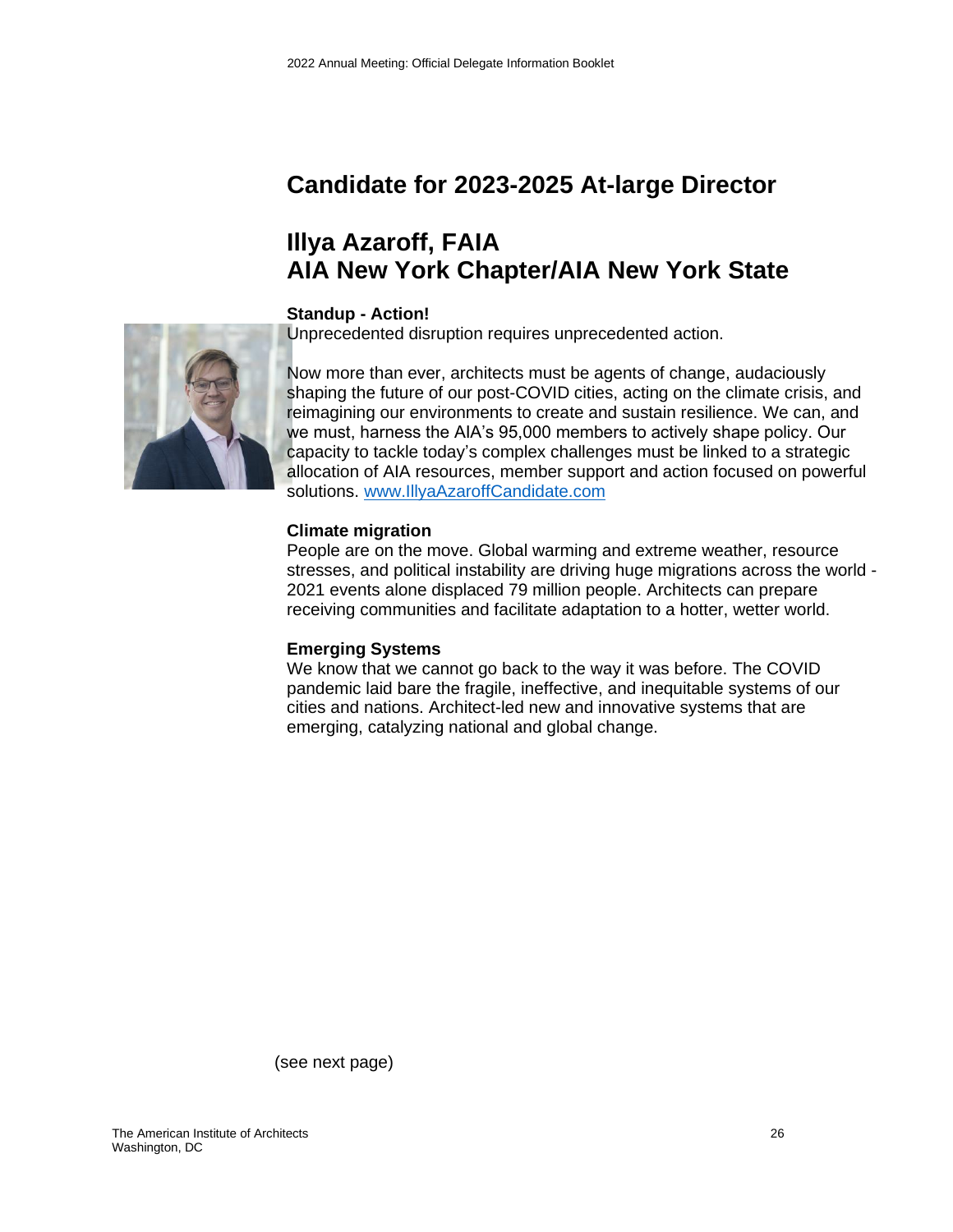# Candidate for 2023-2025 At-large Director

## Illya Azaroff, FAIA
## AIA New York Chapter/AIA New York State

**Standup - Action!**
Unprecedented disruption requires unprecedented action.

Now more than ever, architects must be agents of change, audaciously shaping the future of our post-COVID cities, acting on the climate crisis, and reimagining our environments to create and sustain resilience. We can, and we must, harness the AIA's 95,000 members to actively shape policy. Our capacity to tackle today's complex challenges must be linked to a strategic allocation of AIA resources, member support and action focused on powerful solutions. [www.IllyaAzaroffCandidate.com](http://www.IllyaAzaroffCandidate.com)

**Climate migration**
People are on the move. Global warming and extreme weather, resource stresses, and political instability are driving huge migrations across the world - 2021 events alone displaced 79 million people. Architects can prepare receiving communities and facilitate adaptation to a hotter, wetter world.

**Emerging Systems**
We know that we cannot go back to the way it was before. The COVID pandemic laid bare the fragile, ineffective, and inequitable systems of our cities and nations. Architect-led new and innovative systems that are emerging, catalyzing national and global change.

(see next page)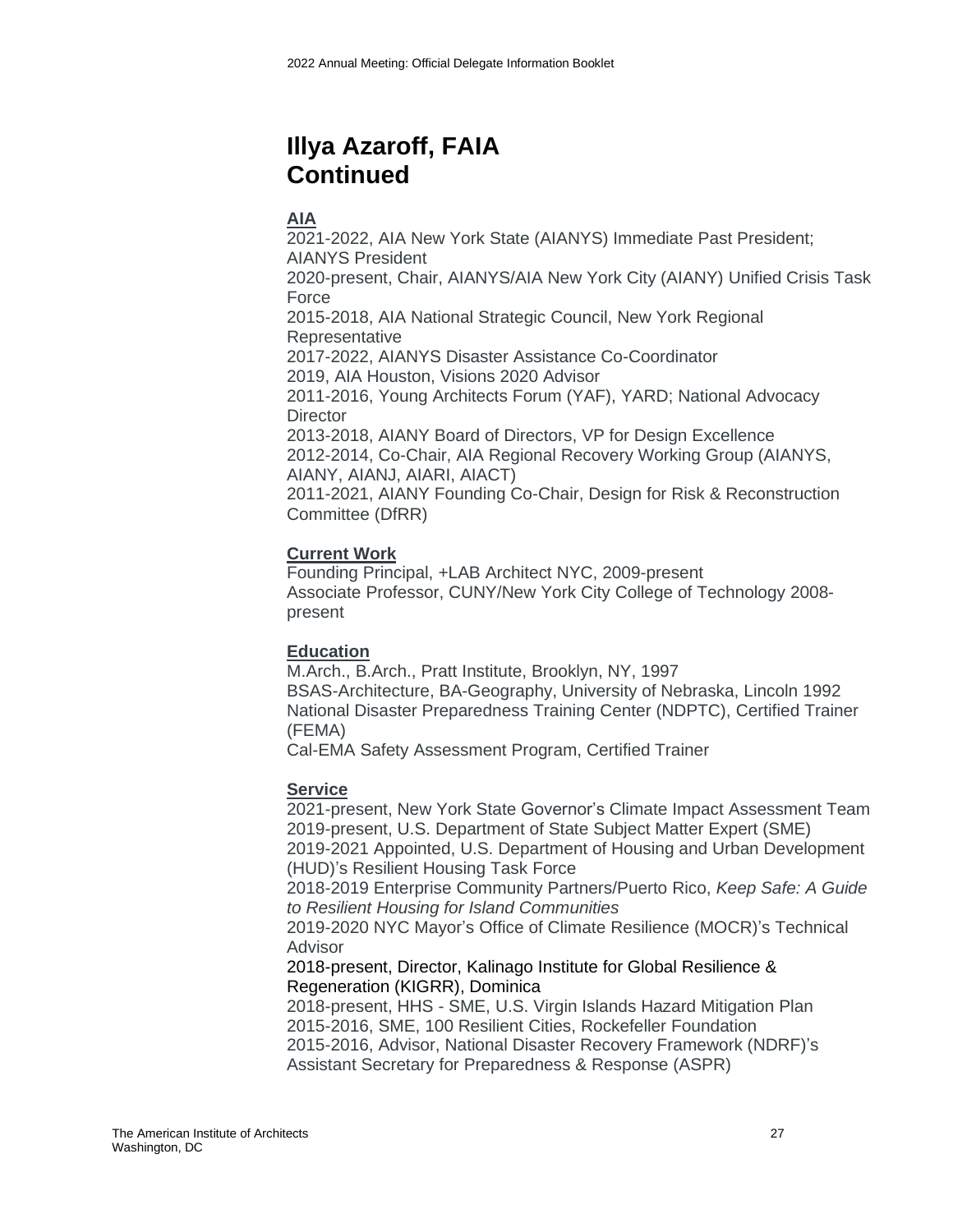# Illya Azaroff, FAIA
# Continued

**AIA**

2021-2022, AIA New York State (AIANYS) Immediate Past President; AIANYS President
2020-present, Chair, AIANYS/AIA New York City (AIANY) Unified Crisis Task Force
2015-2018, AIA National Strategic Council, New York Regional Representative
2017-2022, AIANYS Disaster Assistance Co-Coordinator
2019, AIA Houston, Visions 2020 Advisor
2011-2016, Young Architects Forum (YAF), YARD; National Advocacy Director
2013-2018, AIANY Board of Directors, VP for Design Excellence
2012-2014, Co-Chair, AIA Regional Recovery Working Group (AIANYS, AIANY, AIANJ, AIARI, AIACT)
2011-2021, AIANY Founding Co-Chair, Design for Risk & Reconstruction Committee (DfRR)

**Current Work**

Founding Principal, +LAB Architect NYC, 2009-present
Associate Professor, CUNY/New York City College of Technology 2008-present

**Education**

M.Arch., B.Arch., Pratt Institute, Brooklyn, NY, 1997
BSAS-Architecture, BA-Geography, University of Nebraska, Lincoln 1992
National Disaster Preparedness Training Center (NDPTC), Certified Trainer (FEMA)
Cal-EMA Safety Assessment Program, Certified Trainer

**Service**

2021-present, New York State Governor's Climate Impact Assessment Team
2019-present, U.S. Department of State Subject Matter Expert (SME)
2019-2021 Appointed, U.S. Department of Housing and Urban Development (HUD)'s Resilient Housing Task Force
2018-2019 Enterprise Community Partners/Puerto Rico, *Keep Safe: A Guide to Resilient Housing for Island Communities*
2019-2020 NYC Mayor's Office of Climate Resilience (MOCR)'s Technical Advisor
2018-present, Director, Kalinago Institute for Global Resilience & Regeneration (KIGRR), Dominica
2018-present, HHS - SME, U.S. Virgin Islands Hazard Mitigation Plan
2015-2016, SME, 100 Resilient Cities, Rockefeller Foundation
2015-2016, Advisor, National Disaster Recovery Framework (NDRF)'s Assistant Secretary for Preparedness & Response (ASPR)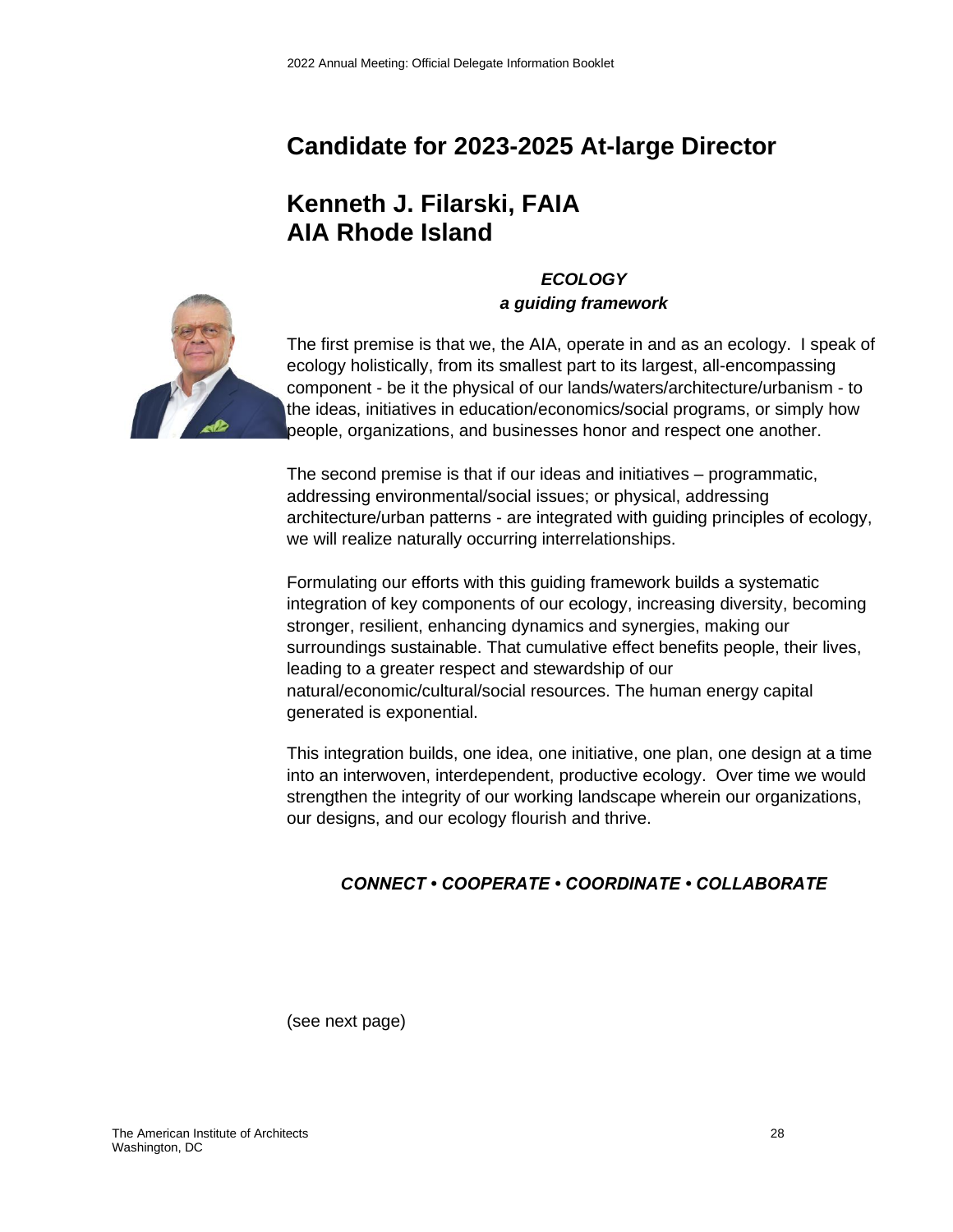# Candidate for 2023-2025 At-large Director

## Kenneth J. Filarski, FAIA
## AIA Rhode Island

***ECOLOGY***
***a guiding framework***

The first premise is that we, the AIA, operate in and as an ecology. I speak of ecology holistically, from its smallest part to its largest, all-encompassing component - be it the physical of our lands/waters/architecture/urbanism - to the ideas, initiatives in education/economics/social programs, or simply how people, organizations, and businesses honor and respect one another.

The second premise is that if our ideas and initiatives – programmatic, addressing environmental/social issues; or physical, addressing architecture/urban patterns - are integrated with guiding principles of ecology, we will realize naturally occurring interrelationships.

Formulating our efforts with this guiding framework builds a systematic integration of key components of our ecology, increasing diversity, becoming stronger, resilient, enhancing dynamics and synergies, making our surroundings sustainable. That cumulative effect benefits people, their lives, leading to a greater respect and stewardship of our natural/economic/cultural/social resources. The human energy capital generated is exponential.

This integration builds, one idea, one initiative, one plan, one design at a time into an interwoven, interdependent, productive ecology. Over time we would strengthen the integrity of our working landscape wherein our organizations, our designs, and our ecology flourish and thrive.

***CONNECT • COOPERATE • COORDINATE • COLLABORATE***

(see next page)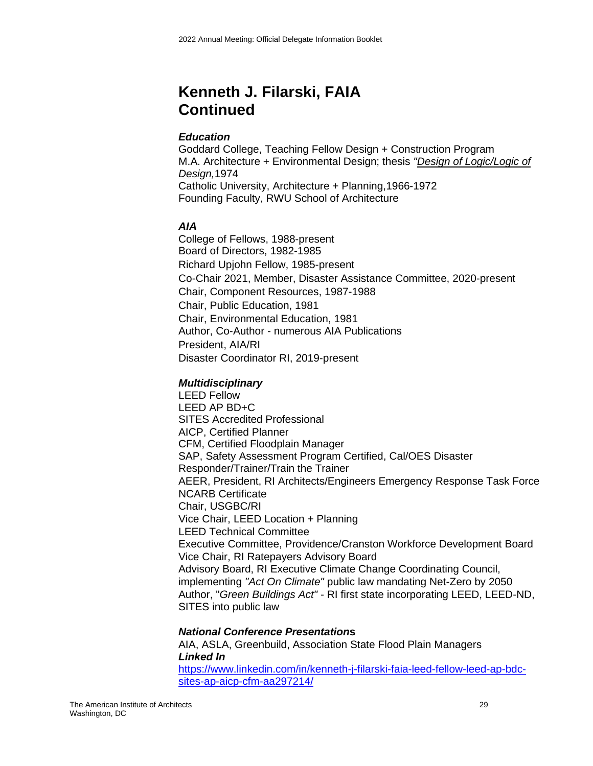# Kenneth J. Filarski, FAIA Continued

### *Education*

Goddard College, Teaching Fellow Design + Construction Program
M.A. Architecture + Environmental Design; thesis *"Design of Logic/Logic of Design,*1974
Catholic University, Architecture + Planning,1966-1972
Founding Faculty, RWU School of Architecture

### *AIA*

College of Fellows, 1988-present
Board of Directors, 1982-1985
Richard Upjohn Fellow, 1985-present
Co-Chair 2021, Member, Disaster Assistance Committee, 2020-present
Chair, Component Resources, 1987-1988
Chair, Public Education, 1981
Chair, Environmental Education, 1981
Author, Co-Author - numerous AIA Publications
President, AIA/RI
Disaster Coordinator RI, 2019-present

### *Multidisciplinary*

LEED Fellow
LEED AP BD+C
SITES Accredited Professional
AICP, Certified Planner
CFM, Certified Floodplain Manager
SAP, Safety Assessment Program Certified, Cal/OES Disaster Responder/Trainer/Train the Trainer
AEER, President, RI Architects/Engineers Emergency Response Task Force
NCARB Certificate
Chair, USGBC/RI
Vice Chair, LEED Location + Planning
LEED Technical Committee
Executive Committee, Providence/Cranston Workforce Development Board
Vice Chair, RI Ratepayers Advisory Board
Advisory Board, RI Executive Climate Change Coordinating Council, implementing *"Act On Climate"* public law mandating Net-Zero by 2050
Author, "*Green Buildings Act"* - RI first state incorporating LEED, LEED-ND, SITES into public law

### *National Conference Presentations*

AIA, ASLA, Greenbuild, Association State Flood Plain Managers

### *Linked In*

https://www.linkedin.com/in/kenneth-j-filarski-faia-leed-fellow-leed-ap-bdc-sites-ap-aicp-cfm-aa297214/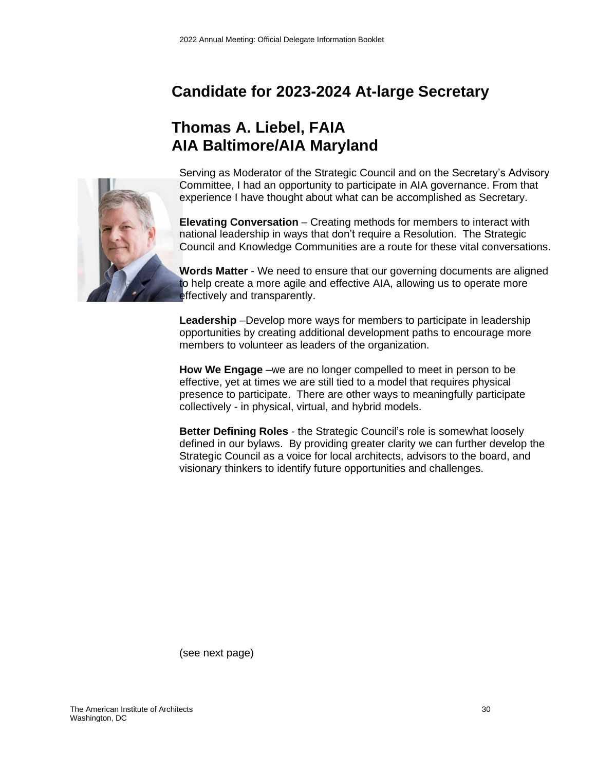## Candidate for 2023-2024 At-large Secretary

## Thomas A. Liebel, FAIA
## AIA Baltimore/AIA Maryland

Serving as Moderator of the Strategic Council and on the Secretary's Advisory Committee, I had an opportunity to participate in AIA governance. From that experience I have thought about what can be accomplished as Secretary.

**Elevating Conversation** – Creating methods for members to interact with national leadership in ways that don't require a Resolution. The Strategic Council and Knowledge Communities are a route for these vital conversations.

**Words Matter** - We need to ensure that our governing documents are aligned to help create a more agile and effective AIA, allowing us to operate more effectively and transparently.

**Leadership** –Develop more ways for members to participate in leadership opportunities by creating additional development paths to encourage more members to volunteer as leaders of the organization.

**How We Engage** –we are no longer compelled to meet in person to be effective, yet at times we are still tied to a model that requires physical presence to participate. There are other ways to meaningfully participate collectively - in physical, virtual, and hybrid models.

**Better Defining Roles** - the Strategic Council's role is somewhat loosely defined in our bylaws. By providing greater clarity we can further develop the Strategic Council as a voice for local architects, advisors to the board, and visionary thinkers to identify future opportunities and challenges.

(see next page)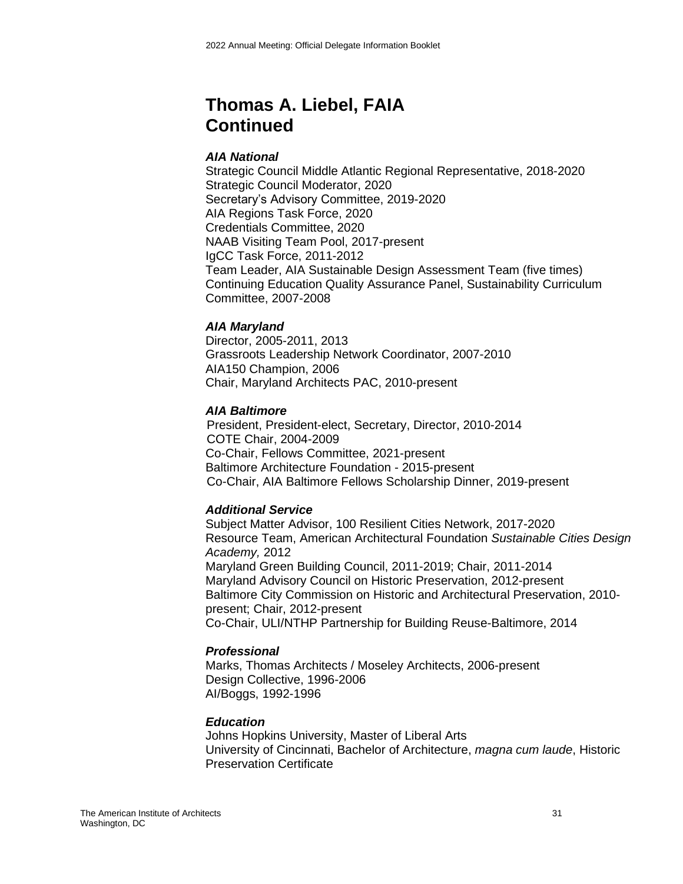# Thomas A. Liebel, FAIA
# Continued

***AIA National***

Strategic Council Middle Atlantic Regional Representative, 2018-2020
Strategic Council Moderator, 2020
Secretary's Advisory Committee, 2019-2020
AIA Regions Task Force, 2020
Credentials Committee, 2020
NAAB Visiting Team Pool, 2017-present
IgCC Task Force, 2011-2012
Team Leader, AIA Sustainable Design Assessment Team (five times)
Continuing Education Quality Assurance Panel, Sustainability Curriculum Committee, 2007-2008

***AIA Maryland***

Director, 2005-2011, 2013
Grassroots Leadership Network Coordinator, 2007-2010
AIA150 Champion, 2006
Chair, Maryland Architects PAC, 2010-present

***AIA Baltimore***

President, President-elect, Secretary, Director, 2010-2014
COTE Chair, 2004-2009
Co-Chair, Fellows Committee, 2021-present
Baltimore Architecture Foundation - 2015-present
Co-Chair, AIA Baltimore Fellows Scholarship Dinner, 2019-present

***Additional Service***

Subject Matter Advisor, 100 Resilient Cities Network, 2017-2020
Resource Team, American Architectural Foundation *Sustainable Cities Design Academy,* 2012
Maryland Green Building Council, 2011-2019; Chair, 2011-2014
Maryland Advisory Council on Historic Preservation, 2012-present
Baltimore City Commission on Historic and Architectural Preservation, 2010-present; Chair, 2012-present
Co-Chair, ULI/NTHP Partnership for Building Reuse-Baltimore, 2014

***Professional***

Marks, Thomas Architects / Moseley Architects, 2006-present
Design Collective, 1996-2006
Al/Boggs, 1992-1996

***Education***

Johns Hopkins University, Master of Liberal Arts
University of Cincinnati, Bachelor of Architecture, *magna cum laude*, Historic Preservation Certificate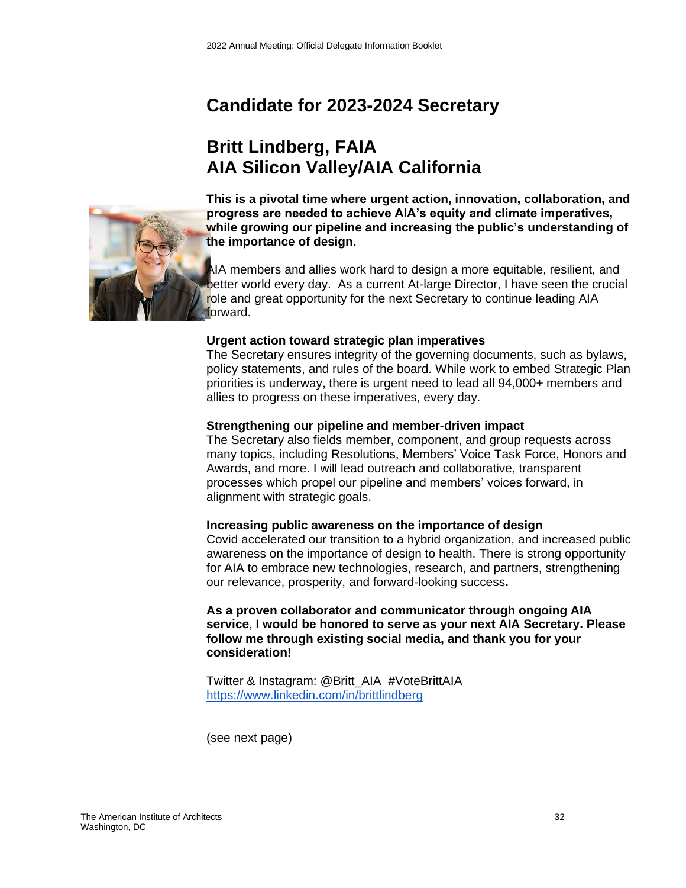## Candidate for 2023-2024 Secretary

## Britt Lindberg, FAIA
## AIA Silicon Valley/AIA California

**This is a pivotal time where urgent action, innovation, collaboration, and progress are needed to achieve AIA's equity and climate imperatives, while growing our pipeline and increasing the public's understanding of the importance of design.**

AIA members and allies work hard to design a more equitable, resilient, and better world every day. As a current At-large Director, I have seen the crucial role and great opportunity for the next Secretary to continue leading AIA forward.

**Urgent action toward strategic plan imperatives**
The Secretary ensures integrity of the governing documents, such as bylaws, policy statements, and rules of the board. While work to embed Strategic Plan priorities is underway, there is urgent need to lead all 94,000+ members and allies to progress on these imperatives, every day.

**Strengthening our pipeline and member-driven impact**
The Secretary also fields member, component, and group requests across many topics, including Resolutions, Members' Voice Task Force, Honors and Awards, and more. I will lead outreach and collaborative, transparent processes which propel our pipeline and members' voices forward, in alignment with strategic goals.

**Increasing public awareness on the importance of design**
Covid accelerated our transition to a hybrid organization, and increased public awareness on the importance of design to health. There is strong opportunity for AIA to embrace new technologies, research, and partners, strengthening our relevance, prosperity, and forward-looking success**.**

**As a proven collaborator and communicator through ongoing AIA service**, **I would be honored to serve as your next AIA Secretary. Please follow me through existing social media, and thank you for your consideration!**

Twitter & Instagram: @Britt_AIA #VoteBrittAIA
https://www.linkedin.com/in/brittlindberg

(see next page)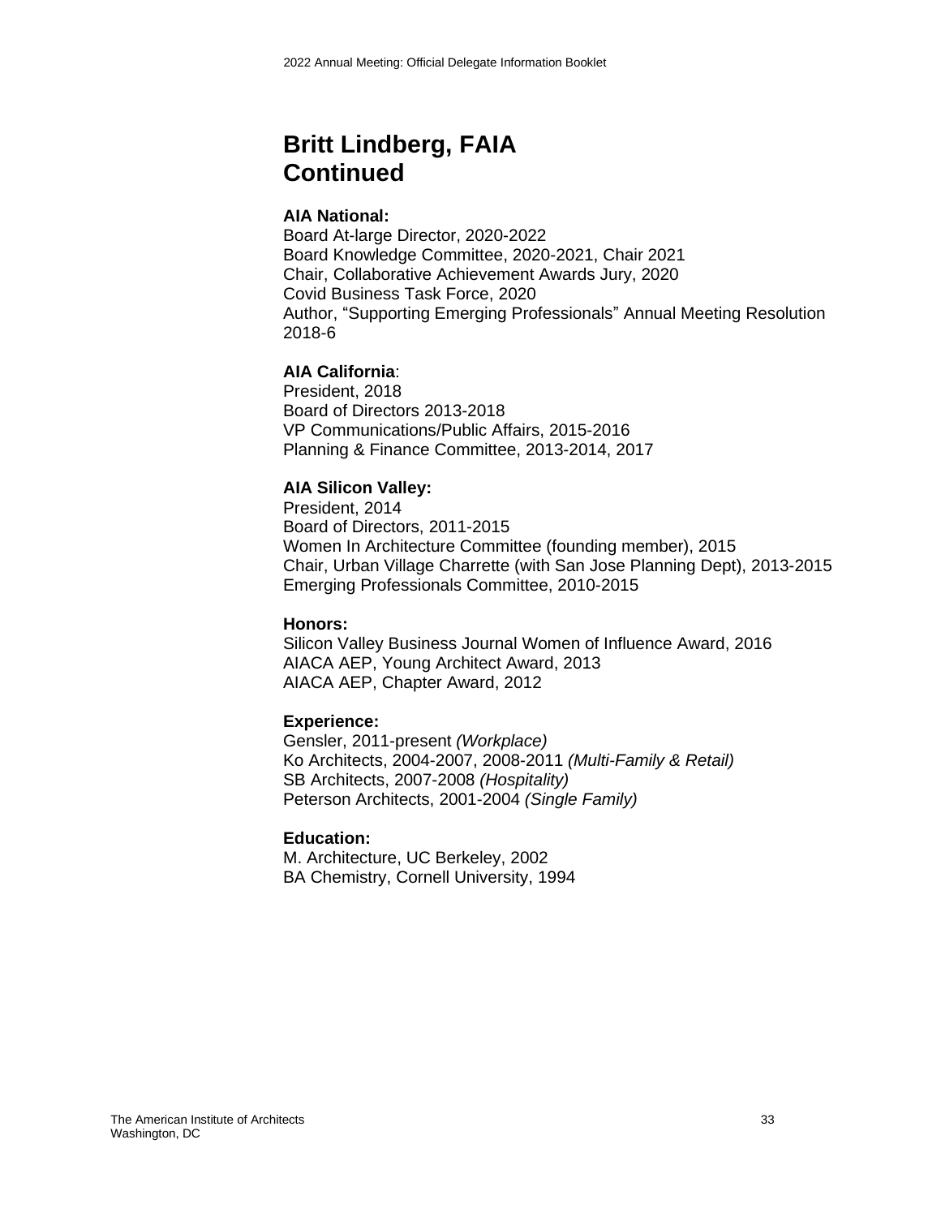# Britt Lindberg, FAIA
# Continued

**AIA National:**
Board At-large Director, 2020-2022
Board Knowledge Committee, 2020-2021, Chair 2021
Chair, Collaborative Achievement Awards Jury, 2020
Covid Business Task Force, 2020
Author, “Supporting Emerging Professionals” Annual Meeting Resolution 2018-6

**AIA California**:
President, 2018
Board of Directors 2013-2018
VP Communications/Public Affairs, 2015-2016
Planning & Finance Committee, 2013-2014, 2017

**AIA Silicon Valley:**
President, 2014
Board of Directors, 2011-2015
Women In Architecture Committee (founding member), 2015
Chair, Urban Village Charrette (with San Jose Planning Dept), 2013-2015
Emerging Professionals Committee, 2010-2015

**Honors:**
Silicon Valley Business Journal Women of Influence Award, 2016
AIACA AEP, Young Architect Award, 2013
AIACA AEP, Chapter Award, 2012

**Experience:**
Gensler, 2011-present *(Workplace)*
Ko Architects, 2004-2007, 2008-2011 *(Multi-Family & Retail)*
SB Architects, 2007-2008 *(Hospitality)*
Peterson Architects, 2001-2004 *(Single Family)*

**Education:**
M. Architecture, UC Berkeley, 2002
BA Chemistry, Cornell University, 1994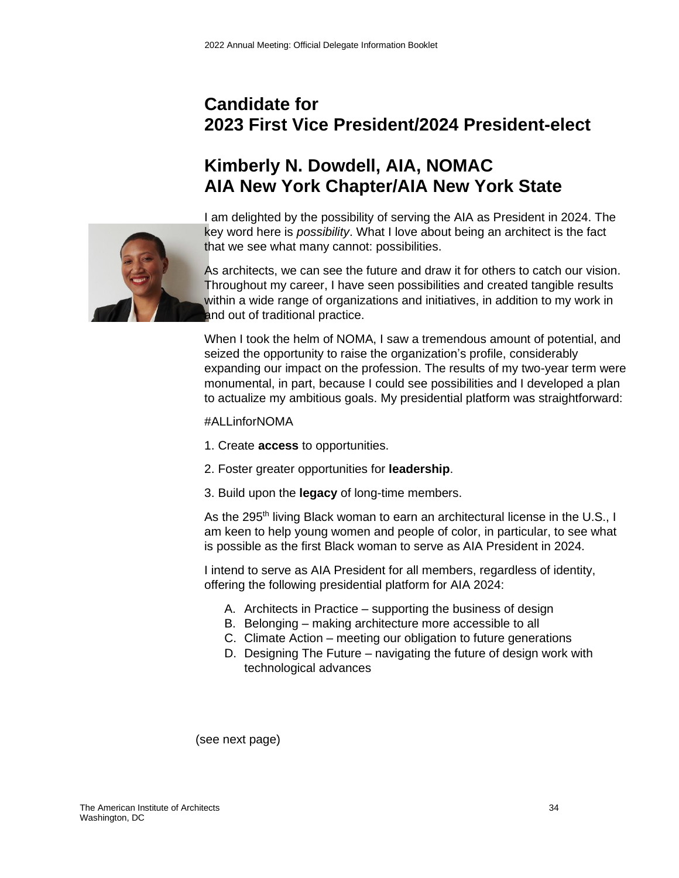# Candidate for 2023 First Vice President/2024 President-elect

## Kimberly N. Dowdell, AIA, NOMAC
## AIA New York Chapter/AIA New York State

I am delighted by the possibility of serving the AIA as President in 2024. The key word here is *possibility*. What I love about being an architect is the fact that we see what many cannot: possibilities.

As architects, we can see the future and draw it for others to catch our vision. Throughout my career, I have seen possibilities and created tangible results within a wide range of organizations and initiatives, in addition to my work in and out of traditional practice.

When I took the helm of NOMA, I saw a tremendous amount of potential, and seized the opportunity to raise the organization's profile, considerably expanding our impact on the profession. The results of my two-year term were monumental, in part, because I could see possibilities and I developed a plan to actualize my ambitious goals. My presidential platform was straightforward:

#ALLinforNOMA

1. Create **access** to opportunities.

2. Foster greater opportunities for **leadership**.

3. Build upon the **legacy** of long-time members.

As the 295th living Black woman to earn an architectural license in the U.S., I am keen to help young women and people of color, in particular, to see what is possible as the first Black woman to serve as AIA President in 2024.

I intend to serve as AIA President for all members, regardless of identity, offering the following presidential platform for AIA 2024:

A. Architects in Practice – supporting the business of design
B. Belonging – making architecture more accessible to all
C. Climate Action – meeting our obligation to future generations
D. Designing The Future – navigating the future of design work with technological advances

(see next page)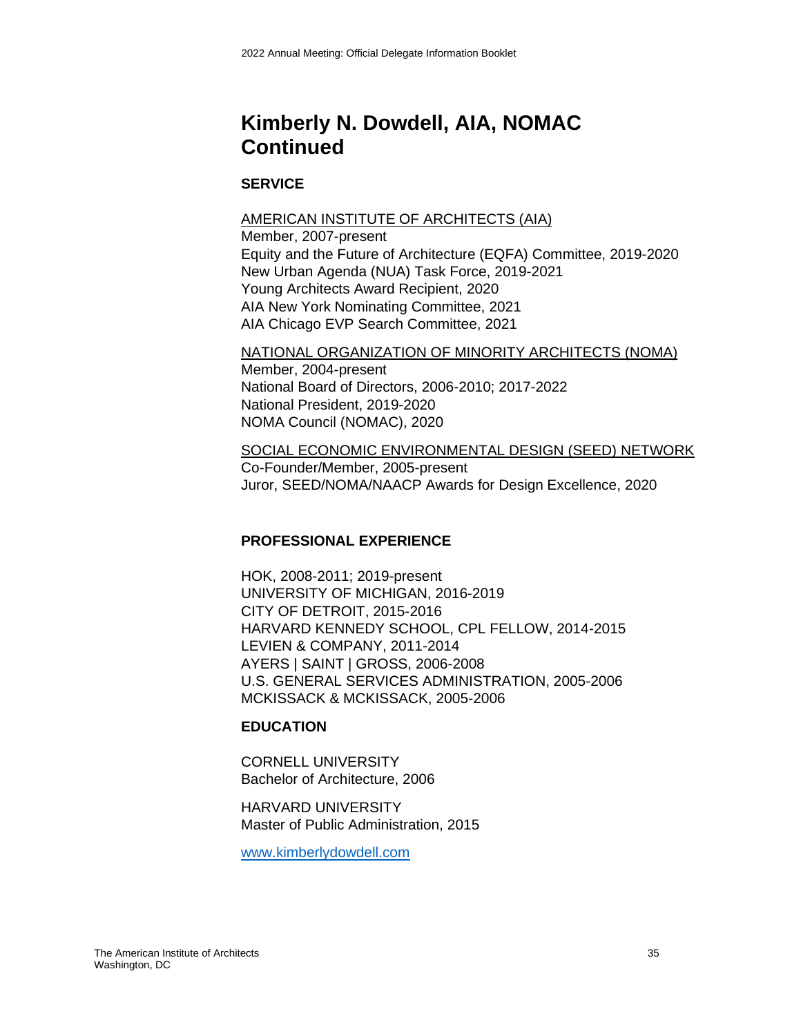# Kimberly N. Dowdell, AIA, NOMAC Continued

## SERVICE

AMERICAN INSTITUTE OF ARCHITECTS (AIA)
Member, 2007-present
Equity and the Future of Architecture (EQFA) Committee, 2019-2020
New Urban Agenda (NUA) Task Force, 2019-2021
Young Architects Award Recipient, 2020
AIA New York Nominating Committee, 2021
AIA Chicago EVP Search Committee, 2021

NATIONAL ORGANIZATION OF MINORITY ARCHITECTS (NOMA)
Member, 2004-present
National Board of Directors, 2006-2010; 2017-2022
National President, 2019-2020
NOMA Council (NOMAC), 2020

SOCIAL ECONOMIC ENVIRONMENTAL DESIGN (SEED) NETWORK
Co-Founder/Member, 2005-present
Juror, SEED/NOMA/NAACP Awards for Design Excellence, 2020

## PROFESSIONAL EXPERIENCE

HOK, 2008-2011; 2019-present
UNIVERSITY OF MICHIGAN, 2016-2019
CITY OF DETROIT, 2015-2016
HARVARD KENNEDY SCHOOL, CPL FELLOW, 2014-2015
LEVIEN & COMPANY, 2011-2014
AYERS | SAINT | GROSS, 2006-2008
U.S. GENERAL SERVICES ADMINISTRATION, 2005-2006
MCKISSACK & MCKISSACK, 2005-2006

## EDUCATION

CORNELL UNIVERSITY
Bachelor of Architecture, 2006

HARVARD UNIVERSITY
Master of Public Administration, 2015

www.kimberlydowdell.com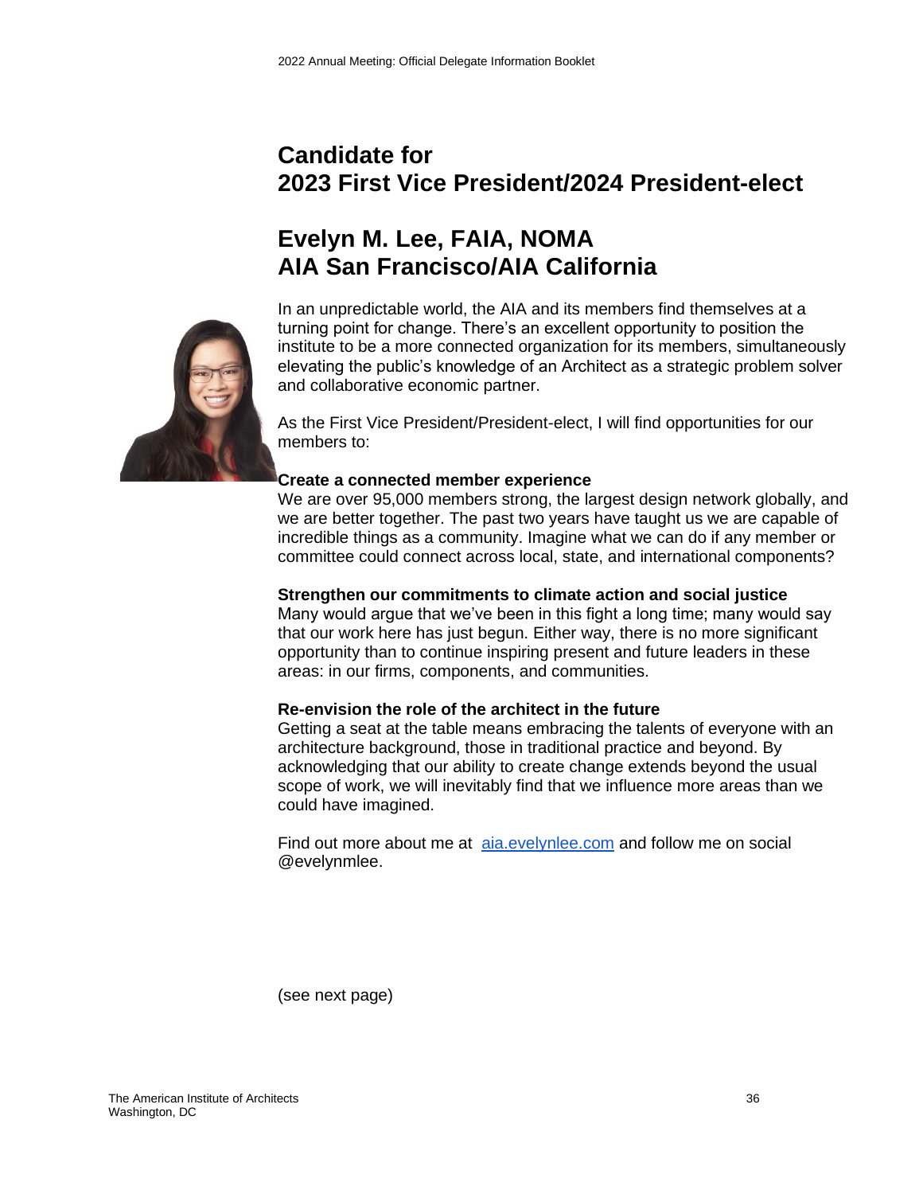# Candidate for 2023 First Vice President/2024 President-elect

## Evelyn M. Lee, FAIA, NOMA
## AIA San Francisco/AIA California

In an unpredictable world, the AIA and its members find themselves at a turning point for change. There's an excellent opportunity to position the institute to be a more connected organization for its members, simultaneously elevating the public's knowledge of an Architect as a strategic problem solver and collaborative economic partner.

As the First Vice President/President-elect, I will find opportunities for our members to:

**Create a connected member experience**
We are over 95,000 members strong, the largest design network globally, and we are better together. The past two years have taught us we are capable of incredible things as a community. Imagine what we can do if any member or committee could connect across local, state, and international components?

**Strengthen our commitments to climate action and social justice**
Many would argue that we've been in this fight a long time; many would say that our work here has just begun. Either way, there is no more significant opportunity than to continue inspiring present and future leaders in these areas: in our firms, components, and communities.

**Re-envision the role of the architect in the future**
Getting a seat at the table means embracing the talents of everyone with an architecture background, those in traditional practice and beyond. By acknowledging that our ability to create change extends beyond the usual scope of work, we will inevitably find that we influence more areas than we could have imagined.

Find out more about me at [aia.evelynlee.com](http://aia.evelynlee.com) and follow me on social @evelynmlee.

(see next page)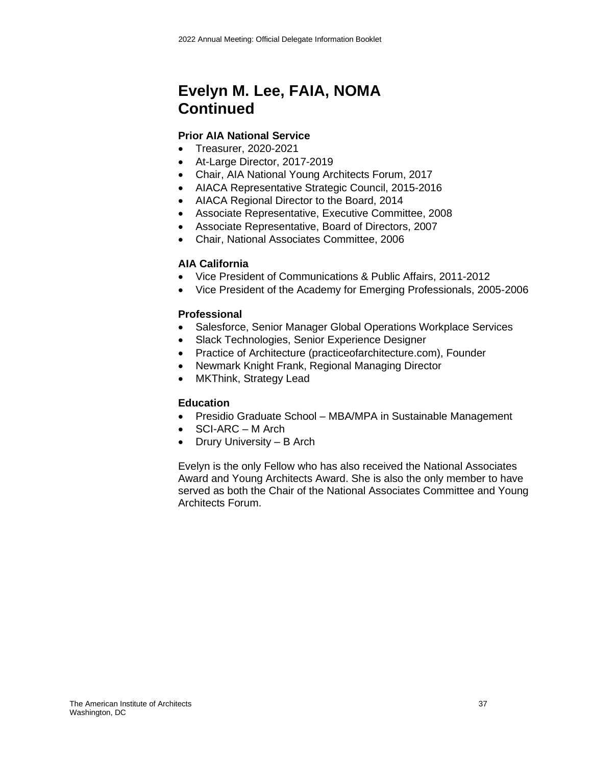# Evelyn M. Lee, FAIA, NOMA Continued

### Prior AIA National Service

- Treasurer, 2020-2021
- At-Large Director, 2017-2019
- Chair, AIA National Young Architects Forum, 2017
- AIACA Representative Strategic Council, 2015-2016
- AIACA Regional Director to the Board, 2014
- Associate Representative, Executive Committee, 2008
- Associate Representative, Board of Directors, 2007
- Chair, National Associates Committee, 2006

### AIA California

- Vice President of Communications & Public Affairs, 2011-2012
- Vice President of the Academy for Emerging Professionals, 2005-2006

### Professional

- Salesforce, Senior Manager Global Operations Workplace Services
- Slack Technologies, Senior Experience Designer
- Practice of Architecture (practiceofarchitecture.com), Founder
- Newmark Knight Frank, Regional Managing Director
- MKThink, Strategy Lead

### Education

- Presidio Graduate School – MBA/MPA in Sustainable Management
- SCI-ARC – M Arch
- Drury University – B Arch

Evelyn is the only Fellow who has also received the National Associates Award and Young Architects Award. She is also the only member to have served as both the Chair of the National Associates Committee and Young Architects Forum.